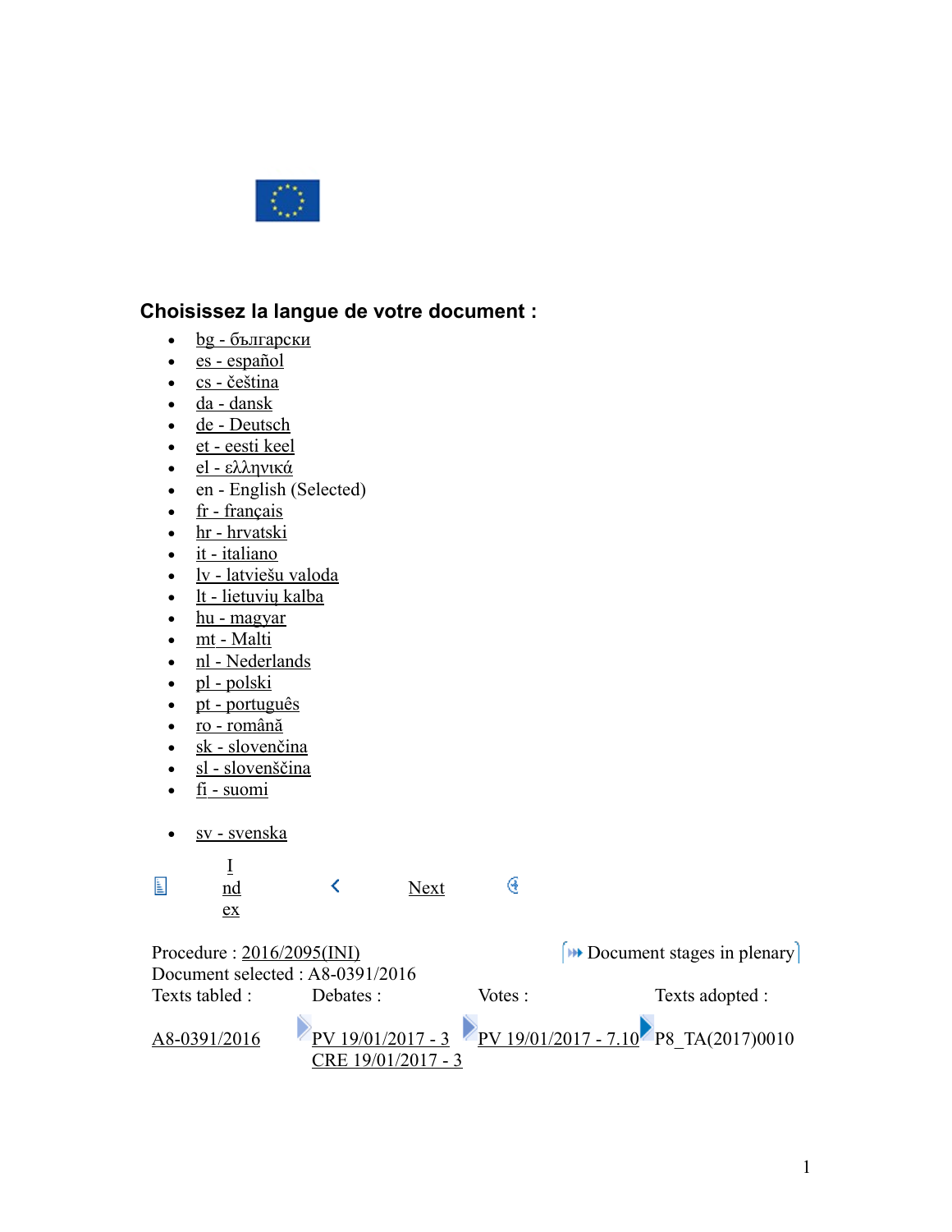### Choisissez la langue de votre document :

- bg - български
- es - español
- cs - čeština
- da - dansk
- de - Deutsch
- et - eesti keel
- el - ελληνικά
- en - English (Selected)
- fr - français
- hr - hrvatski
- it - italiano
- lv - latviešu valoda
- lt - lietuvių kalba
- hu - magyar
- mt - Malti
- nl - Nederlands
- pl - polski
- pt - português
- ro - română
- sk - slovenčina
- sl - slovenščina
- fi - suomi
- sv - svenska

Index < Next

Procedure : 2016/2095(INI) Document stages in plenary
Document selected : A8-0391/2016

| Texts tabled : | Debates : | Votes : | Texts adopted : |
| --- | --- | --- | --- |
| A8-0391/2016 | PV 19/01/2017 - 3<br>CRE 19/01/2017 - 3 | PV 19/01/2017 - 7.10 | P8_TA(2017)0010 |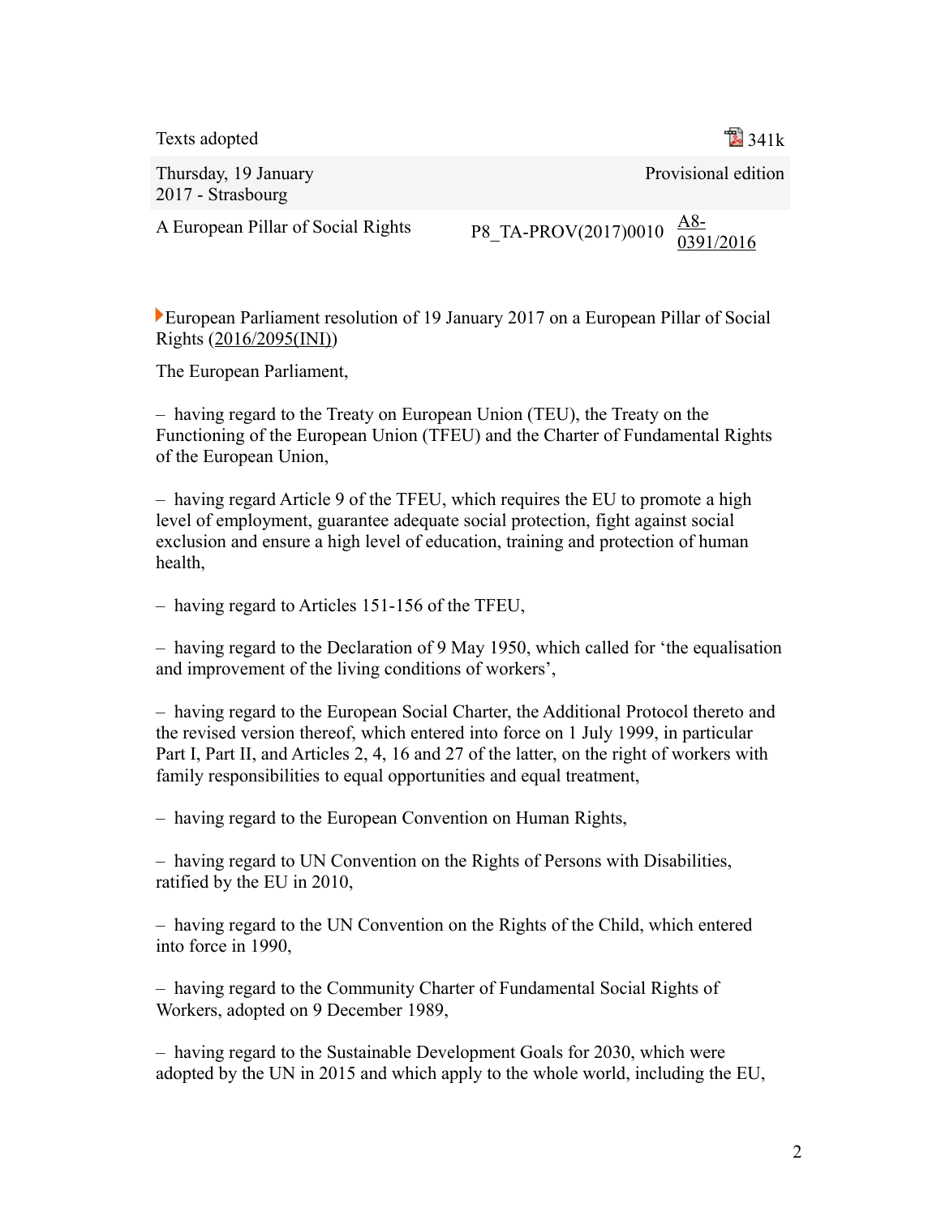| Texts adopted | | 341k |
|---|---|---|
| Thursday, 19 January 2017 - Strasbourg | | Provisional edition |
| A European Pillar of Social Rights | P8_TA-PROV(2017)0010 | A8-0391/2016 |

European Parliament resolution of 19 January 2017 on a European Pillar of Social Rights (2016/2095(INI))

The European Parliament,

– having regard to the Treaty on European Union (TEU), the Treaty on the Functioning of the European Union (TFEU) and the Charter of Fundamental Rights of the European Union,

– having regard Article 9 of the TFEU, which requires the EU to promote a high level of employment, guarantee adequate social protection, fight against social exclusion and ensure a high level of education, training and protection of human health,

– having regard to Articles 151-156 of the TFEU,

– having regard to the Declaration of 9 May 1950, which called for 'the equalisation and improvement of the living conditions of workers',

– having regard to the European Social Charter, the Additional Protocol thereto and the revised version thereof, which entered into force on 1 July 1999, in particular Part I, Part II, and Articles 2, 4, 16 and 27 of the latter, on the right of workers with family responsibilities to equal opportunities and equal treatment,

– having regard to the European Convention on Human Rights,

– having regard to UN Convention on the Rights of Persons with Disabilities, ratified by the EU in 2010,

– having regard to the UN Convention on the Rights of the Child, which entered into force in 1990,

– having regard to the Community Charter of Fundamental Social Rights of Workers, adopted on 9 December 1989,

– having regard to the Sustainable Development Goals for 2030, which were adopted by the UN in 2015 and which apply to the whole world, including the EU,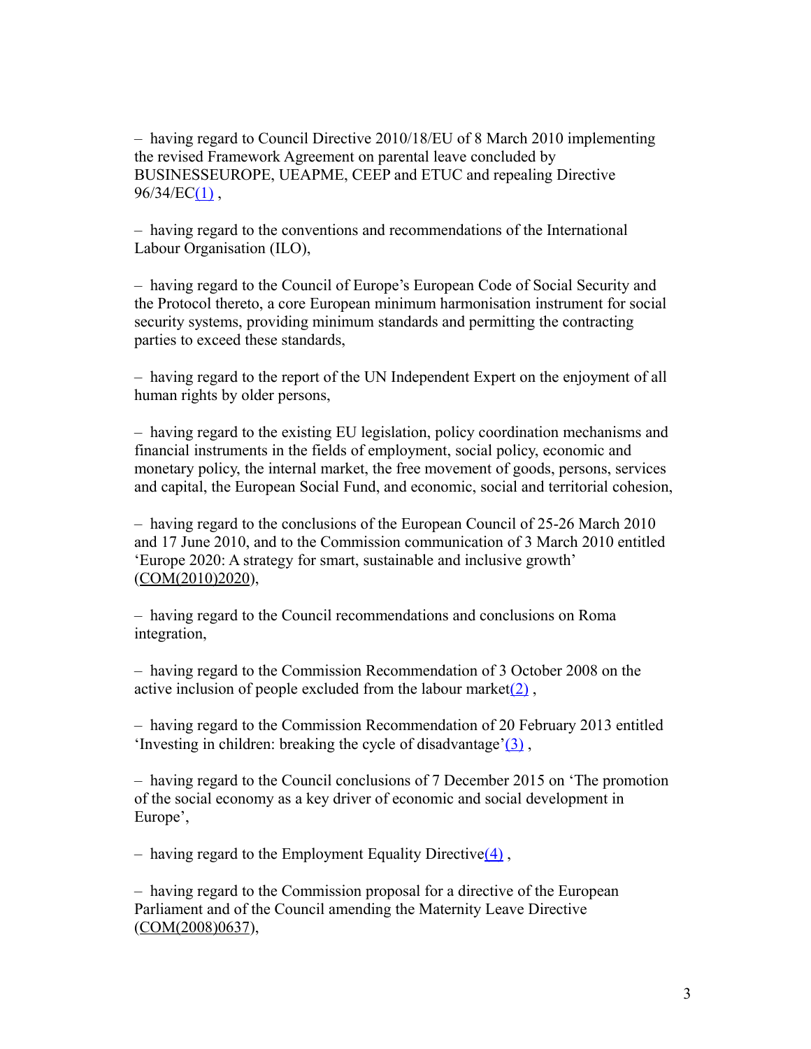– having regard to Council Directive 2010/18/EU of 8 March 2010 implementing the revised Framework Agreement on parental leave concluded by BUSINESSEUROPE, UEAPME, CEEP and ETUC and repealing Directive 96/34/EC[(1)] ,

– having regard to the conventions and recommendations of the International Labour Organisation (ILO),

– having regard to the Council of Europe's European Code of Social Security and the Protocol thereto, a core European minimum harmonisation instrument for social security systems, providing minimum standards and permitting the contracting parties to exceed these standards,

– having regard to the report of the UN Independent Expert on the enjoyment of all human rights by older persons,

– having regard to the existing EU legislation, policy coordination mechanisms and financial instruments in the fields of employment, social policy, economic and monetary policy, the internal market, the free movement of goods, persons, services and capital, the European Social Fund, and economic, social and territorial cohesion,

– having regard to the conclusions of the European Council of 25-26 March 2010 and 17 June 2010, and to the Commission communication of 3 March 2010 entitled 'Europe 2020: A strategy for smart, sustainable and inclusive growth' (COM(2010)2020),

– having regard to the Council recommendations and conclusions on Roma integration,

– having regard to the Commission Recommendation of 3 October 2008 on the active inclusion of people excluded from the labour market[(2)] ,

– having regard to the Commission Recommendation of 20 February 2013 entitled 'Investing in children: breaking the cycle of disadvantage'[(3)] ,

– having regard to the Council conclusions of 7 December 2015 on 'The promotion of the social economy as a key driver of economic and social development in Europe',

– having regard to the Employment Equality Directive[(4)] ,

– having regard to the Commission proposal for a directive of the European Parliament and of the Council amending the Maternity Leave Directive (COM(2008)0637),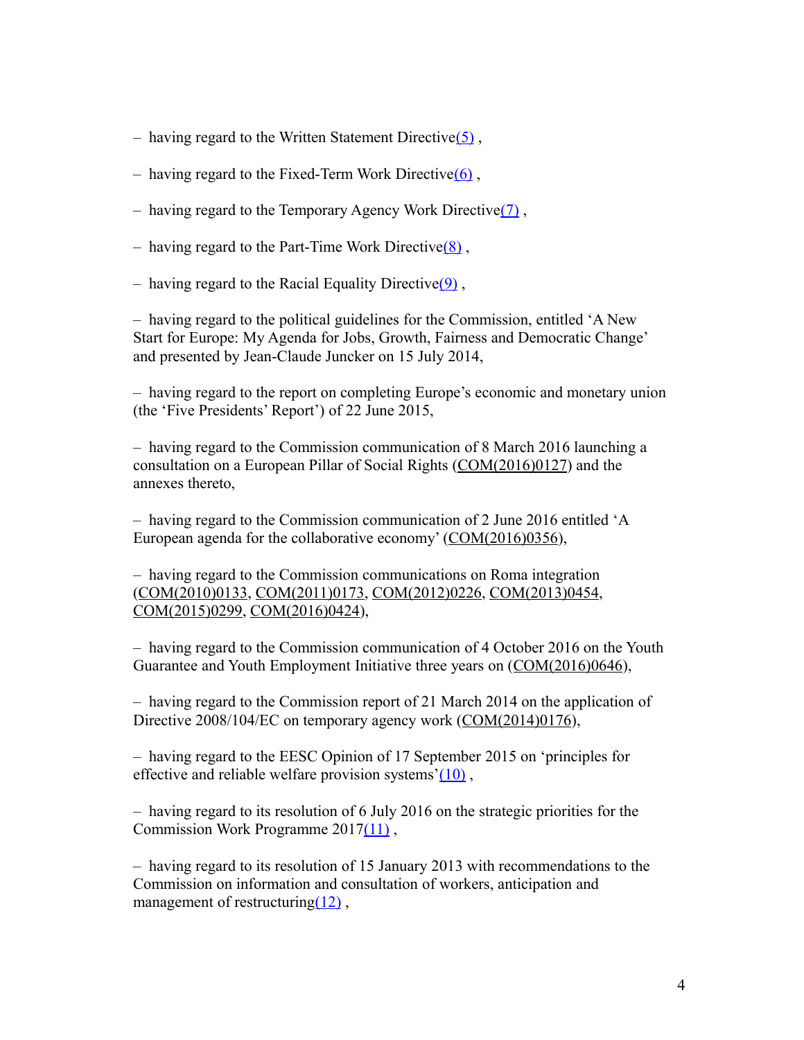– having regard to the Written Statement Directive[5] ,

– having regard to the Fixed-Term Work Directive[6] ,

– having regard to the Temporary Agency Work Directive[7] ,

– having regard to the Part-Time Work Directive[8] ,

– having regard to the Racial Equality Directive[9] ,

– having regard to the political guidelines for the Commission, entitled 'A New Start for Europe: My Agenda for Jobs, Growth, Fairness and Democratic Change' and presented by Jean-Claude Juncker on 15 July 2014,

– having regard to the report on completing Europe's economic and monetary union (the 'Five Presidents' Report') of 22 June 2015,

– having regard to the Commission communication of 8 March 2016 launching a consultation on a European Pillar of Social Rights (COM(2016)0127) and the annexes thereto,

– having regard to the Commission communication of 2 June 2016 entitled 'A European agenda for the collaborative economy' (COM(2016)0356),

– having regard to the Commission communications on Roma integration (COM(2010)0133, COM(2011)0173, COM(2012)0226, COM(2013)0454, COM(2015)0299, COM(2016)0424),

– having regard to the Commission communication of 4 October 2016 on the Youth Guarantee and Youth Employment Initiative three years on (COM(2016)0646),

– having regard to the Commission report of 21 March 2014 on the application of Directive 2008/104/EC on temporary agency work (COM(2014)0176),

– having regard to the EESC Opinion of 17 September 2015 on 'principles for effective and reliable welfare provision systems'[10] ,

– having regard to its resolution of 6 July 2016 on the strategic priorities for the Commission Work Programme 2017[11] ,

– having regard to its resolution of 15 January 2013 with recommendations to the Commission on information and consultation of workers, anticipation and management of restructuring[12] ,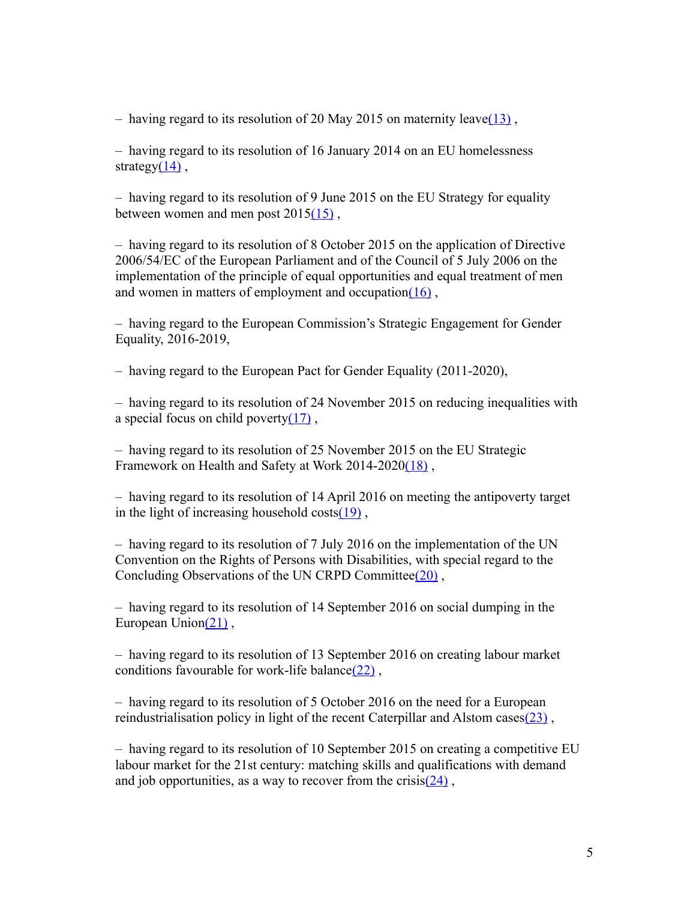– having regard to its resolution of 20 May 2015 on maternity leave[(13)] ,

– having regard to its resolution of 16 January 2014 on an EU homelessness strategy[(14)] ,

– having regard to its resolution of 9 June 2015 on the EU Strategy for equality between women and men post 2015[(15)] ,

– having regard to its resolution of 8 October 2015 on the application of Directive 2006/54/EC of the European Parliament and of the Council of 5 July 2006 on the implementation of the principle of equal opportunities and equal treatment of men and women in matters of employment and occupation[(16)] ,

– having regard to the European Commission's Strategic Engagement for Gender Equality, 2016-2019,

– having regard to the European Pact for Gender Equality (2011-2020),

– having regard to its resolution of 24 November 2015 on reducing inequalities with a special focus on child poverty[(17)] ,

– having regard to its resolution of 25 November 2015 on the EU Strategic Framework on Health and Safety at Work 2014-2020[(18)] ,

– having regard to its resolution of 14 April 2016 on meeting the antipoverty target in the light of increasing household costs[(19)] ,

– having regard to its resolution of 7 July 2016 on the implementation of the UN Convention on the Rights of Persons with Disabilities, with special regard to the Concluding Observations of the UN CRPD Committee[(20)] ,

– having regard to its resolution of 14 September 2016 on social dumping in the European Union[(21)] ,

– having regard to its resolution of 13 September 2016 on creating labour market conditions favourable for work-life balance[(22)] ,

– having regard to its resolution of 5 October 2016 on the need for a European reindustrialisation policy in light of the recent Caterpillar and Alstom cases[(23)] ,

– having regard to its resolution of 10 September 2015 on creating a competitive EU labour market for the 21st century: matching skills and qualifications with demand and job opportunities, as a way to recover from the crisis[(24)] ,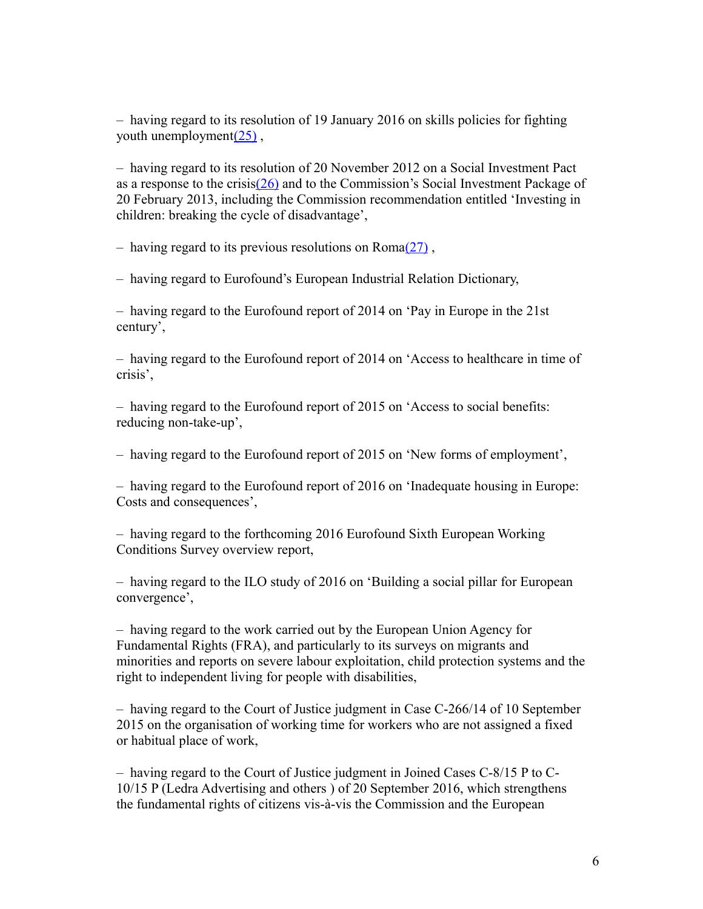– having regard to its resolution of 19 January 2016 on skills policies for fighting youth unemployment[25] ,

– having regard to its resolution of 20 November 2012 on a Social Investment Pact as a response to the crisis[26] and to the Commission's Social Investment Package of 20 February 2013, including the Commission recommendation entitled 'Investing in children: breaking the cycle of disadvantage',

– having regard to its previous resolutions on Roma[27] ,

– having regard to Eurofound's European Industrial Relation Dictionary,

– having regard to the Eurofound report of 2014 on 'Pay in Europe in the 21st century',

– having regard to the Eurofound report of 2014 on 'Access to healthcare in time of crisis',

– having regard to the Eurofound report of 2015 on 'Access to social benefits: reducing non-take-up',

– having regard to the Eurofound report of 2015 on 'New forms of employment',

– having regard to the Eurofound report of 2016 on 'Inadequate housing in Europe: Costs and consequences',

– having regard to the forthcoming 2016 Eurofound Sixth European Working Conditions Survey overview report,

– having regard to the ILO study of 2016 on 'Building a social pillar for European convergence',

– having regard to the work carried out by the European Union Agency for Fundamental Rights (FRA), and particularly to its surveys on migrants and minorities and reports on severe labour exploitation, child protection systems and the right to independent living for people with disabilities,

– having regard to the Court of Justice judgment in Case C-266/14 of 10 September 2015 on the organisation of working time for workers who are not assigned a fixed or habitual place of work,

– having regard to the Court of Justice judgment in Joined Cases C-8/15 P to C-10/15 P (Ledra Advertising and others ) of 20 September 2016, which strengthens the fundamental rights of citizens vis-à-vis the Commission and the European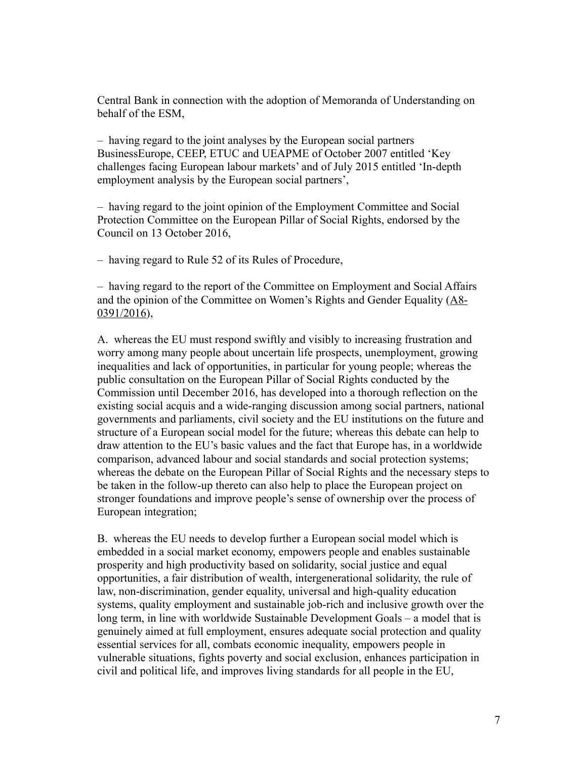Central Bank in connection with the adoption of Memoranda of Understanding on behalf of the ESM,

– having regard to the joint analyses by the European social partners BusinessEurope, CEEP, ETUC and UEAPME of October 2007 entitled 'Key challenges facing European labour markets' and of July 2015 entitled 'In-depth employment analysis by the European social partners',

– having regard to the joint opinion of the Employment Committee and Social Protection Committee on the European Pillar of Social Rights, endorsed by the Council on 13 October 2016,

– having regard to Rule 52 of its Rules of Procedure,

– having regard to the report of the Committee on Employment and Social Affairs and the opinion of the Committee on Women's Rights and Gender Equality (A8-0391/2016),

A. whereas the EU must respond swiftly and visibly to increasing frustration and worry among many people about uncertain life prospects, unemployment, growing inequalities and lack of opportunities, in particular for young people; whereas the public consultation on the European Pillar of Social Rights conducted by the Commission until December 2016, has developed into a thorough reflection on the existing social acquis and a wide-ranging discussion among social partners, national governments and parliaments, civil society and the EU institutions on the future and structure of a European social model for the future; whereas this debate can help to draw attention to the EU's basic values and the fact that Europe has, in a worldwide comparison, advanced labour and social standards and social protection systems; whereas the debate on the European Pillar of Social Rights and the necessary steps to be taken in the follow-up thereto can also help to place the European project on stronger foundations and improve people's sense of ownership over the process of European integration;

B. whereas the EU needs to develop further a European social model which is embedded in a social market economy, empowers people and enables sustainable prosperity and high productivity based on solidarity, social justice and equal opportunities, a fair distribution of wealth, intergenerational solidarity, the rule of law, non-discrimination, gender equality, universal and high-quality education systems, quality employment and sustainable job-rich and inclusive growth over the long term, in line with worldwide Sustainable Development Goals – a model that is genuinely aimed at full employment, ensures adequate social protection and quality essential services for all, combats economic inequality, empowers people in vulnerable situations, fights poverty and social exclusion, enhances participation in civil and political life, and improves living standards for all people in the EU,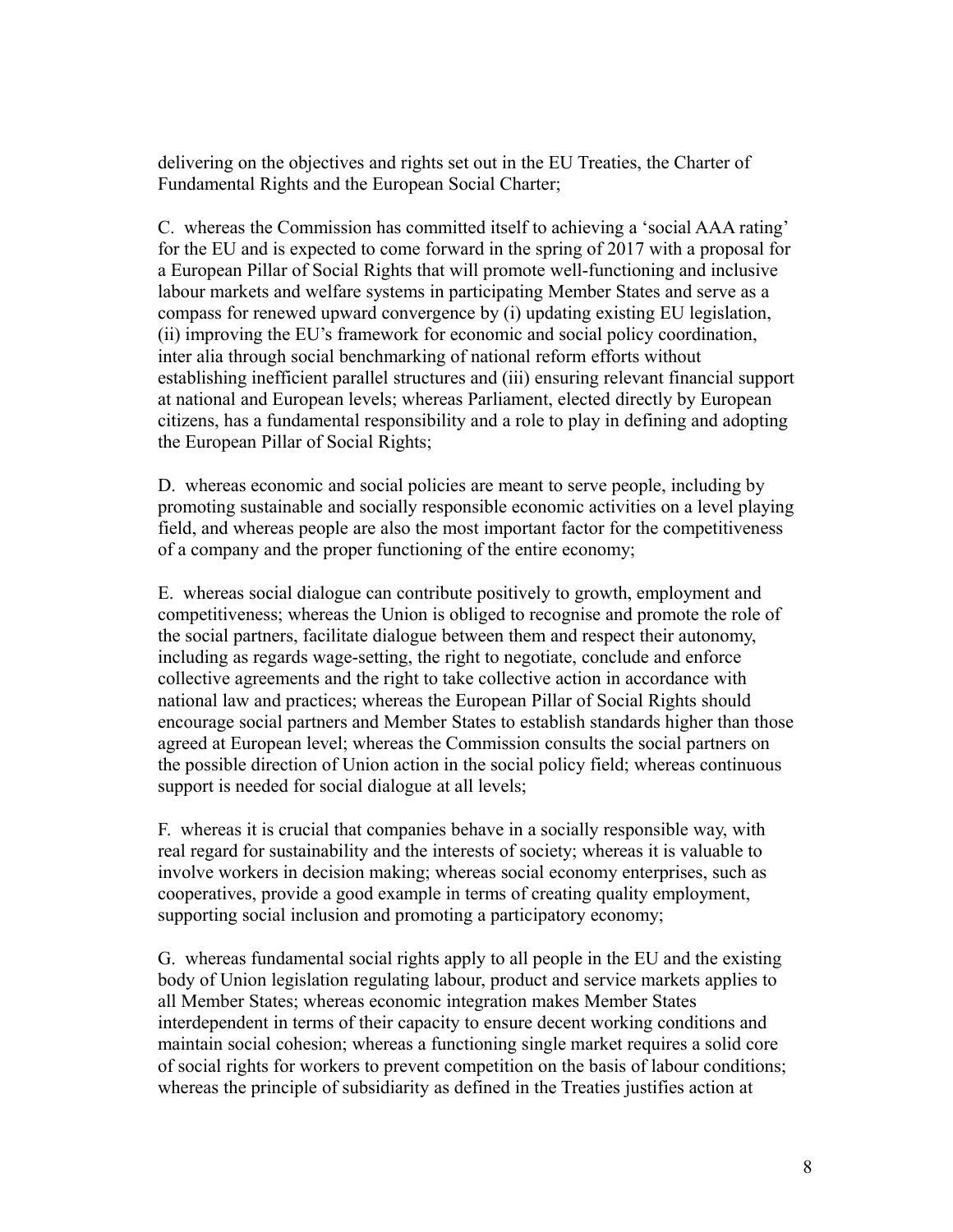delivering on the objectives and rights set out in the EU Treaties, the Charter of Fundamental Rights and the European Social Charter;

C. whereas the Commission has committed itself to achieving a 'social AAA rating' for the EU and is expected to come forward in the spring of 2017 with a proposal for a European Pillar of Social Rights that will promote well-functioning and inclusive labour markets and welfare systems in participating Member States and serve as a compass for renewed upward convergence by (i) updating existing EU legislation, (ii) improving the EU's framework for economic and social policy coordination, inter alia through social benchmarking of national reform efforts without establishing inefficient parallel structures and (iii) ensuring relevant financial support at national and European levels; whereas Parliament, elected directly by European citizens, has a fundamental responsibility and a role to play in defining and adopting the European Pillar of Social Rights;

D. whereas economic and social policies are meant to serve people, including by promoting sustainable and socially responsible economic activities on a level playing field, and whereas people are also the most important factor for the competitiveness of a company and the proper functioning of the entire economy;

E. whereas social dialogue can contribute positively to growth, employment and competitiveness; whereas the Union is obliged to recognise and promote the role of the social partners, facilitate dialogue between them and respect their autonomy, including as regards wage-setting, the right to negotiate, conclude and enforce collective agreements and the right to take collective action in accordance with national law and practices; whereas the European Pillar of Social Rights should encourage social partners and Member States to establish standards higher than those agreed at European level; whereas the Commission consults the social partners on the possible direction of Union action in the social policy field; whereas continuous support is needed for social dialogue at all levels;

F. whereas it is crucial that companies behave in a socially responsible way, with real regard for sustainability and the interests of society; whereas it is valuable to involve workers in decision making; whereas social economy enterprises, such as cooperatives, provide a good example in terms of creating quality employment, supporting social inclusion and promoting a participatory economy;

G. whereas fundamental social rights apply to all people in the EU and the existing body of Union legislation regulating labour, product and service markets applies to all Member States; whereas economic integration makes Member States interdependent in terms of their capacity to ensure decent working conditions and maintain social cohesion; whereas a functioning single market requires a solid core of social rights for workers to prevent competition on the basis of labour conditions; whereas the principle of subsidiarity as defined in the Treaties justifies action at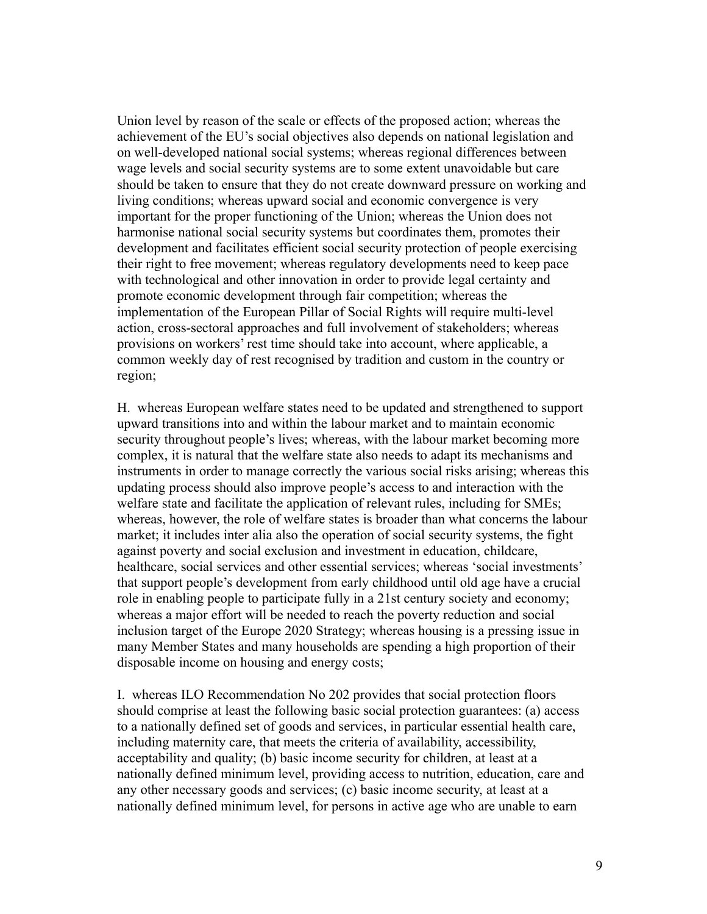Union level by reason of the scale or effects of the proposed action; whereas the achievement of the EU's social objectives also depends on national legislation and on well-developed national social systems; whereas regional differences between wage levels and social security systems are to some extent unavoidable but care should be taken to ensure that they do not create downward pressure on working and living conditions; whereas upward social and economic convergence is very important for the proper functioning of the Union; whereas the Union does not harmonise national social security systems but coordinates them, promotes their development and facilitates efficient social security protection of people exercising their right to free movement; whereas regulatory developments need to keep pace with technological and other innovation in order to provide legal certainty and promote economic development through fair competition; whereas the implementation of the European Pillar of Social Rights will require multi-level action, cross-sectoral approaches and full involvement of stakeholders; whereas provisions on workers' rest time should take into account, where applicable, a common weekly day of rest recognised by tradition and custom in the country or region;

H. whereas European welfare states need to be updated and strengthened to support upward transitions into and within the labour market and to maintain economic security throughout people's lives; whereas, with the labour market becoming more complex, it is natural that the welfare state also needs to adapt its mechanisms and instruments in order to manage correctly the various social risks arising; whereas this updating process should also improve people's access to and interaction with the welfare state and facilitate the application of relevant rules, including for SMEs; whereas, however, the role of welfare states is broader than what concerns the labour market; it includes inter alia also the operation of social security systems, the fight against poverty and social exclusion and investment in education, childcare, healthcare, social services and other essential services; whereas 'social investments' that support people's development from early childhood until old age have a crucial role in enabling people to participate fully in a 21st century society and economy; whereas a major effort will be needed to reach the poverty reduction and social inclusion target of the Europe 2020 Strategy; whereas housing is a pressing issue in many Member States and many households are spending a high proportion of their disposable income on housing and energy costs;

I. whereas ILO Recommendation No 202 provides that social protection floors should comprise at least the following basic social protection guarantees: (a) access to a nationally defined set of goods and services, in particular essential health care, including maternity care, that meets the criteria of availability, accessibility, acceptability and quality; (b) basic income security for children, at least at a nationally defined minimum level, providing access to nutrition, education, care and any other necessary goods and services; (c) basic income security, at least at a nationally defined minimum level, for persons in active age who are unable to earn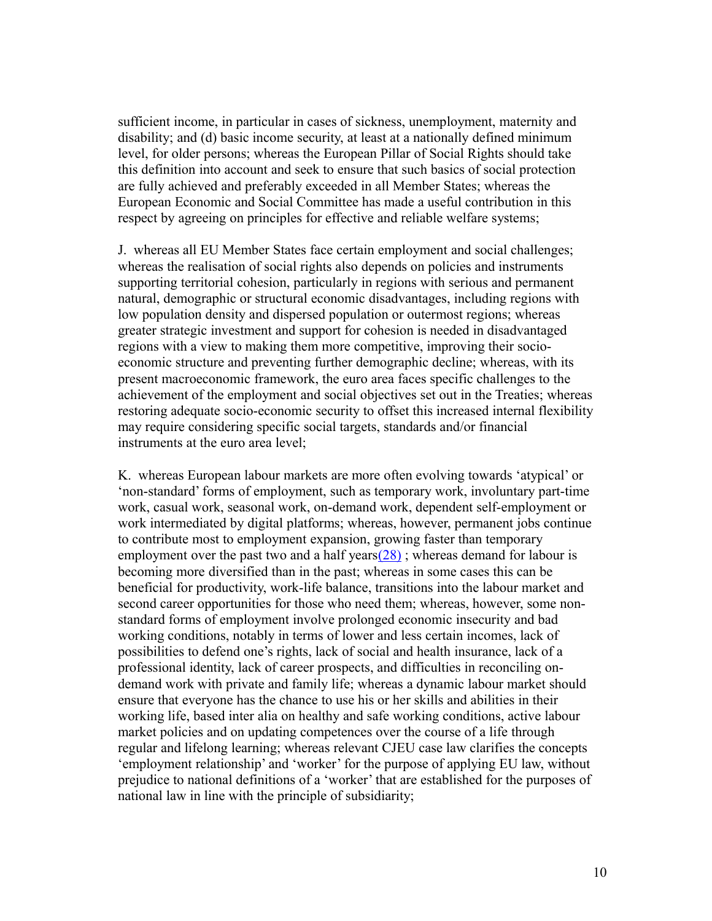sufficient income, in particular in cases of sickness, unemployment, maternity and disability; and (d) basic income security, at least at a nationally defined minimum level, for older persons; whereas the European Pillar of Social Rights should take this definition into account and seek to ensure that such basics of social protection are fully achieved and preferably exceeded in all Member States; whereas the European Economic and Social Committee has made a useful contribution in this respect by agreeing on principles for effective and reliable welfare systems;

J. whereas all EU Member States face certain employment and social challenges; whereas the realisation of social rights also depends on policies and instruments supporting territorial cohesion, particularly in regions with serious and permanent natural, demographic or structural economic disadvantages, including regions with low population density and dispersed population or outermost regions; whereas greater strategic investment and support for cohesion is needed in disadvantaged regions with a view to making them more competitive, improving their socio-economic structure and preventing further demographic decline; whereas, with its present macroeconomic framework, the euro area faces specific challenges to the achievement of the employment and social objectives set out in the Treaties; whereas restoring adequate socio-economic security to offset this increased internal flexibility may require considering specific social targets, standards and/or financial instruments at the euro area level;

K. whereas European labour markets are more often evolving towards 'atypical' or 'non-standard' forms of employment, such as temporary work, involuntary part-time work, casual work, seasonal work, on-demand work, dependent self-employment or work intermediated by digital platforms; whereas, however, permanent jobs continue to contribute most to employment expansion, growing faster than temporary employment over the past two and a half years(28) ; whereas demand for labour is becoming more diversified than in the past; whereas in some cases this can be beneficial for productivity, work-life balance, transitions into the labour market and second career opportunities for those who need them; whereas, however, some non-standard forms of employment involve prolonged economic insecurity and bad working conditions, notably in terms of lower and less certain incomes, lack of possibilities to defend one's rights, lack of social and health insurance, lack of a professional identity, lack of career prospects, and difficulties in reconciling on-demand work with private and family life; whereas a dynamic labour market should ensure that everyone has the chance to use his or her skills and abilities in their working life, based inter alia on healthy and safe working conditions, active labour market policies and on updating competences over the course of a life through regular and lifelong learning; whereas relevant CJEU case law clarifies the concepts 'employment relationship' and 'worker' for the purpose of applying EU law, without prejudice to national definitions of a 'worker' that are established for the purposes of national law in line with the principle of subsidiarity;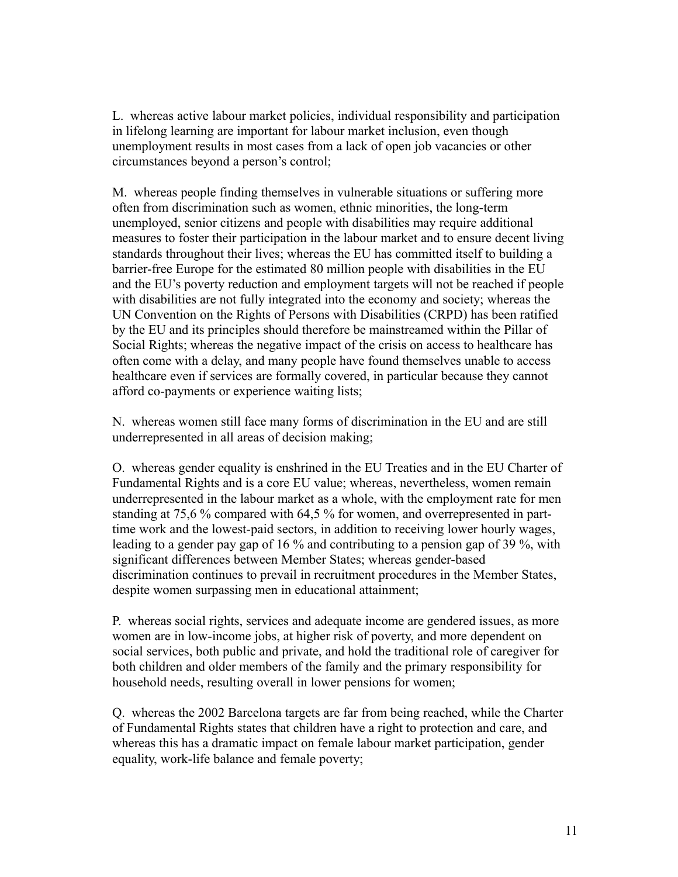L. whereas active labour market policies, individual responsibility and participation in lifelong learning are important for labour market inclusion, even though unemployment results in most cases from a lack of open job vacancies or other circumstances beyond a person's control;

M. whereas people finding themselves in vulnerable situations or suffering more often from discrimination such as women, ethnic minorities, the long-term unemployed, senior citizens and people with disabilities may require additional measures to foster their participation in the labour market and to ensure decent living standards throughout their lives; whereas the EU has committed itself to building a barrier-free Europe for the estimated 80 million people with disabilities in the EU and the EU's poverty reduction and employment targets will not be reached if people with disabilities are not fully integrated into the economy and society; whereas the UN Convention on the Rights of Persons with Disabilities (CRPD) has been ratified by the EU and its principles should therefore be mainstreamed within the Pillar of Social Rights; whereas the negative impact of the crisis on access to healthcare has often come with a delay, and many people have found themselves unable to access healthcare even if services are formally covered, in particular because they cannot afford co-payments or experience waiting lists;

N. whereas women still face many forms of discrimination in the EU and are still underrepresented in all areas of decision making;

O. whereas gender equality is enshrined in the EU Treaties and in the EU Charter of Fundamental Rights and is a core EU value; whereas, nevertheless, women remain underrepresented in the labour market as a whole, with the employment rate for men standing at 75,6 % compared with 64,5 % for women, and overrepresented in part-time work and the lowest-paid sectors, in addition to receiving lower hourly wages, leading to a gender pay gap of 16 % and contributing to a pension gap of 39 %, with significant differences between Member States; whereas gender-based discrimination continues to prevail in recruitment procedures in the Member States, despite women surpassing men in educational attainment;

P. whereas social rights, services and adequate income are gendered issues, as more women are in low-income jobs, at higher risk of poverty, and more dependent on social services, both public and private, and hold the traditional role of caregiver for both children and older members of the family and the primary responsibility for household needs, resulting overall in lower pensions for women;

Q. whereas the 2002 Barcelona targets are far from being reached, while the Charter of Fundamental Rights states that children have a right to protection and care, and whereas this has a dramatic impact on female labour market participation, gender equality, work-life balance and female poverty;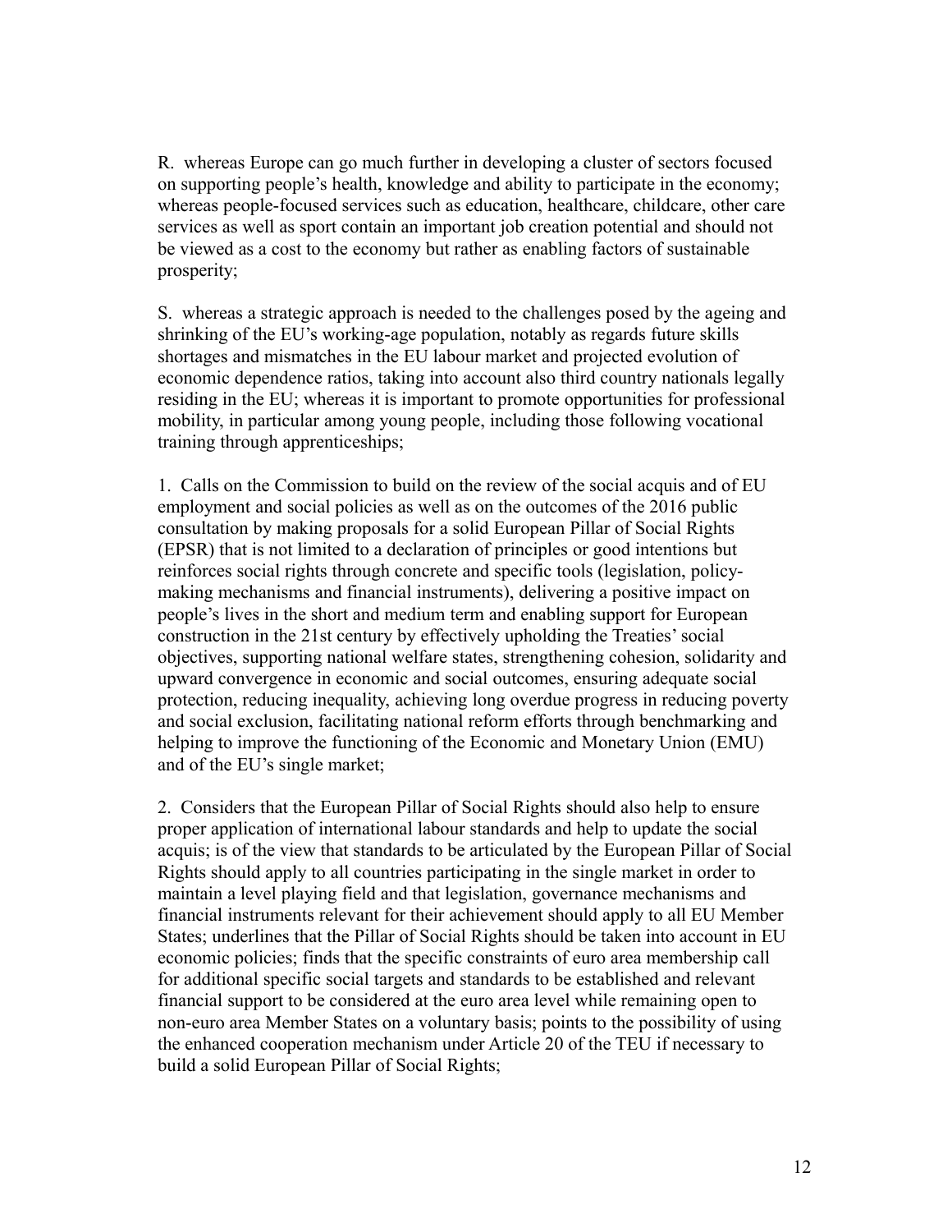R. whereas Europe can go much further in developing a cluster of sectors focused on supporting people's health, knowledge and ability to participate in the economy; whereas people-focused services such as education, healthcare, childcare, other care services as well as sport contain an important job creation potential and should not be viewed as a cost to the economy but rather as enabling factors of sustainable prosperity;

S. whereas a strategic approach is needed to the challenges posed by the ageing and shrinking of the EU's working-age population, notably as regards future skills shortages and mismatches in the EU labour market and projected evolution of economic dependence ratios, taking into account also third country nationals legally residing in the EU; whereas it is important to promote opportunities for professional mobility, in particular among young people, including those following vocational training through apprenticeships;

1. Calls on the Commission to build on the review of the social acquis and of EU employment and social policies as well as on the outcomes of the 2016 public consultation by making proposals for a solid European Pillar of Social Rights (EPSR) that is not limited to a declaration of principles or good intentions but reinforces social rights through concrete and specific tools (legislation, policy-making mechanisms and financial instruments), delivering a positive impact on people's lives in the short and medium term and enabling support for European construction in the 21st century by effectively upholding the Treaties' social objectives, supporting national welfare states, strengthening cohesion, solidarity and upward convergence in economic and social outcomes, ensuring adequate social protection, reducing inequality, achieving long overdue progress in reducing poverty and social exclusion, facilitating national reform efforts through benchmarking and helping to improve the functioning of the Economic and Monetary Union (EMU) and of the EU's single market;

2. Considers that the European Pillar of Social Rights should also help to ensure proper application of international labour standards and help to update the social acquis; is of the view that standards to be articulated by the European Pillar of Social Rights should apply to all countries participating in the single market in order to maintain a level playing field and that legislation, governance mechanisms and financial instruments relevant for their achievement should apply to all EU Member States; underlines that the Pillar of Social Rights should be taken into account in EU economic policies; finds that the specific constraints of euro area membership call for additional specific social targets and standards to be established and relevant financial support to be considered at the euro area level while remaining open to non-euro area Member States on a voluntary basis; points to the possibility of using the enhanced cooperation mechanism under Article 20 of the TEU if necessary to build a solid European Pillar of Social Rights;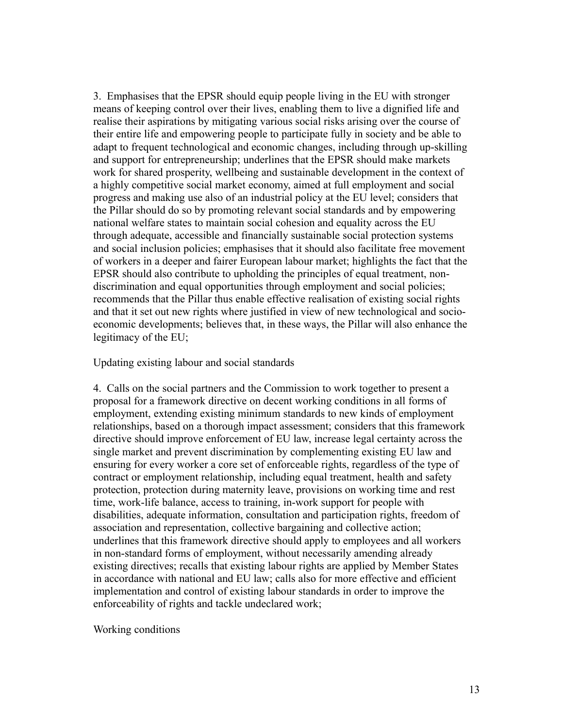3. Emphasises that the EPSR should equip people living in the EU with stronger means of keeping control over their lives, enabling them to live a dignified life and realise their aspirations by mitigating various social risks arising over the course of their entire life and empowering people to participate fully in society and be able to adapt to frequent technological and economic changes, including through up-skilling and support for entrepreneurship; underlines that the EPSR should make markets work for shared prosperity, wellbeing and sustainable development in the context of a highly competitive social market economy, aimed at full employment and social progress and making use also of an industrial policy at the EU level; considers that the Pillar should do so by promoting relevant social standards and by empowering national welfare states to maintain social cohesion and equality across the EU through adequate, accessible and financially sustainable social protection systems and social inclusion policies; emphasises that it should also facilitate free movement of workers in a deeper and fairer European labour market; highlights the fact that the EPSR should also contribute to upholding the principles of equal treatment, non-discrimination and equal opportunities through employment and social policies; recommends that the Pillar thus enable effective realisation of existing social rights and that it set out new rights where justified in view of new technological and socio-economic developments; believes that, in these ways, the Pillar will also enhance the legitimacy of the EU;

Updating existing labour and social standards

4. Calls on the social partners and the Commission to work together to present a proposal for a framework directive on decent working conditions in all forms of employment, extending existing minimum standards to new kinds of employment relationships, based on a thorough impact assessment; considers that this framework directive should improve enforcement of EU law, increase legal certainty across the single market and prevent discrimination by complementing existing EU law and ensuring for every worker a core set of enforceable rights, regardless of the type of contract or employment relationship, including equal treatment, health and safety protection, protection during maternity leave, provisions on working time and rest time, work-life balance, access to training, in-work support for people with disabilities, adequate information, consultation and participation rights, freedom of association and representation, collective bargaining and collective action; underlines that this framework directive should apply to employees and all workers in non-standard forms of employment, without necessarily amending already existing directives; recalls that existing labour rights are applied by Member States in accordance with national and EU law; calls also for more effective and efficient implementation and control of existing labour standards in order to improve the enforceability of rights and tackle undeclared work;

Working conditions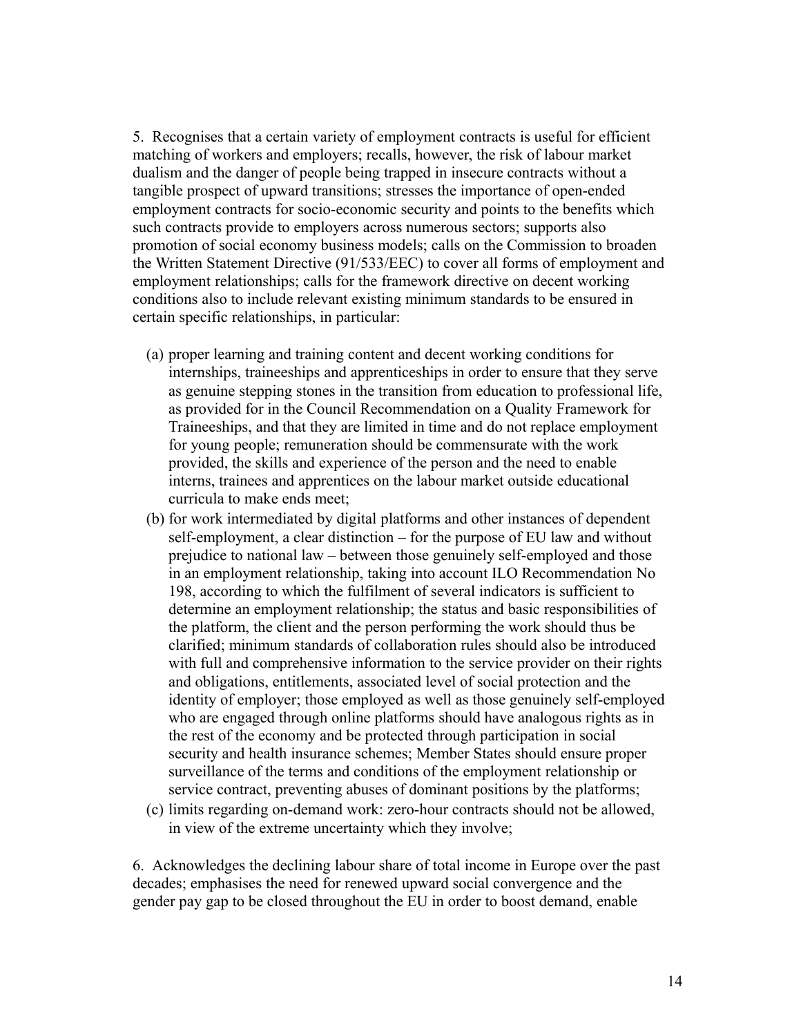5. Recognises that a certain variety of employment contracts is useful for efficient matching of workers and employers; recalls, however, the risk of labour market dualism and the danger of people being trapped in insecure contracts without a tangible prospect of upward transitions; stresses the importance of open-ended employment contracts for socio-economic security and points to the benefits which such contracts provide to employers across numerous sectors; supports also promotion of social economy business models; calls on the Commission to broaden the Written Statement Directive (91/533/EEC) to cover all forms of employment and employment relationships; calls for the framework directive on decent working conditions also to include relevant existing minimum standards to be ensured in certain specific relationships, in particular:

(a) proper learning and training content and decent working conditions for internships, traineeships and apprenticeships in order to ensure that they serve as genuine stepping stones in the transition from education to professional life, as provided for in the Council Recommendation on a Quality Framework for Traineeships, and that they are limited in time and do not replace employment for young people; remuneration should be commensurate with the work provided, the skills and experience of the person and the need to enable interns, trainees and apprentices on the labour market outside educational curricula to make ends meet;

(b) for work intermediated by digital platforms and other instances of dependent self-employment, a clear distinction – for the purpose of EU law and without prejudice to national law – between those genuinely self-employed and those in an employment relationship, taking into account ILO Recommendation No 198, according to which the fulfilment of several indicators is sufficient to determine an employment relationship; the status and basic responsibilities of the platform, the client and the person performing the work should thus be clarified; minimum standards of collaboration rules should also be introduced with full and comprehensive information to the service provider on their rights and obligations, entitlements, associated level of social protection and the identity of employer; those employed as well as those genuinely self-employed who are engaged through online platforms should have analogous rights as in the rest of the economy and be protected through participation in social security and health insurance schemes; Member States should ensure proper surveillance of the terms and conditions of the employment relationship or service contract, preventing abuses of dominant positions by the platforms;

(c) limits regarding on-demand work: zero-hour contracts should not be allowed, in view of the extreme uncertainty which they involve;

6. Acknowledges the declining labour share of total income in Europe over the past decades; emphasises the need for renewed upward social convergence and the gender pay gap to be closed throughout the EU in order to boost demand, enable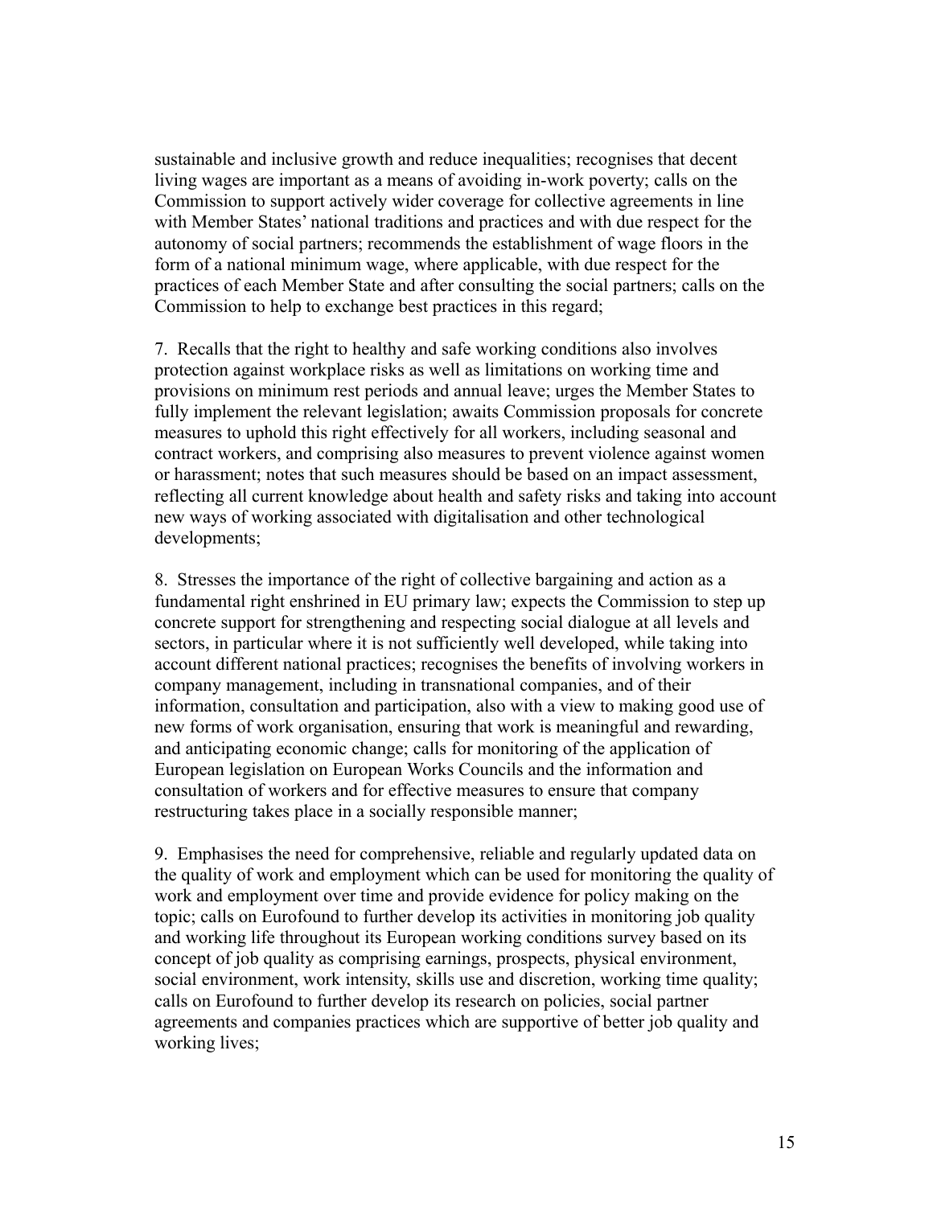sustainable and inclusive growth and reduce inequalities; recognises that decent living wages are important as a means of avoiding in-work poverty; calls on the Commission to support actively wider coverage for collective agreements in line with Member States' national traditions and practices and with due respect for the autonomy of social partners; recommends the establishment of wage floors in the form of a national minimum wage, where applicable, with due respect for the practices of each Member State and after consulting the social partners; calls on the Commission to help to exchange best practices in this regard;

7. Recalls that the right to healthy and safe working conditions also involves protection against workplace risks as well as limitations on working time and provisions on minimum rest periods and annual leave; urges the Member States to fully implement the relevant legislation; awaits Commission proposals for concrete measures to uphold this right effectively for all workers, including seasonal and contract workers, and comprising also measures to prevent violence against women or harassment; notes that such measures should be based on an impact assessment, reflecting all current knowledge about health and safety risks and taking into account new ways of working associated with digitalisation and other technological developments;

8. Stresses the importance of the right of collective bargaining and action as a fundamental right enshrined in EU primary law; expects the Commission to step up concrete support for strengthening and respecting social dialogue at all levels and sectors, in particular where it is not sufficiently well developed, while taking into account different national practices; recognises the benefits of involving workers in company management, including in transnational companies, and of their information, consultation and participation, also with a view to making good use of new forms of work organisation, ensuring that work is meaningful and rewarding, and anticipating economic change; calls for monitoring of the application of European legislation on European Works Councils and the information and consultation of workers and for effective measures to ensure that company restructuring takes place in a socially responsible manner;

9. Emphasises the need for comprehensive, reliable and regularly updated data on the quality of work and employment which can be used for monitoring the quality of work and employment over time and provide evidence for policy making on the topic; calls on Eurofound to further develop its activities in monitoring job quality and working life throughout its European working conditions survey based on its concept of job quality as comprising earnings, prospects, physical environment, social environment, work intensity, skills use and discretion, working time quality; calls on Eurofound to further develop its research on policies, social partner agreements and companies practices which are supportive of better job quality and working lives;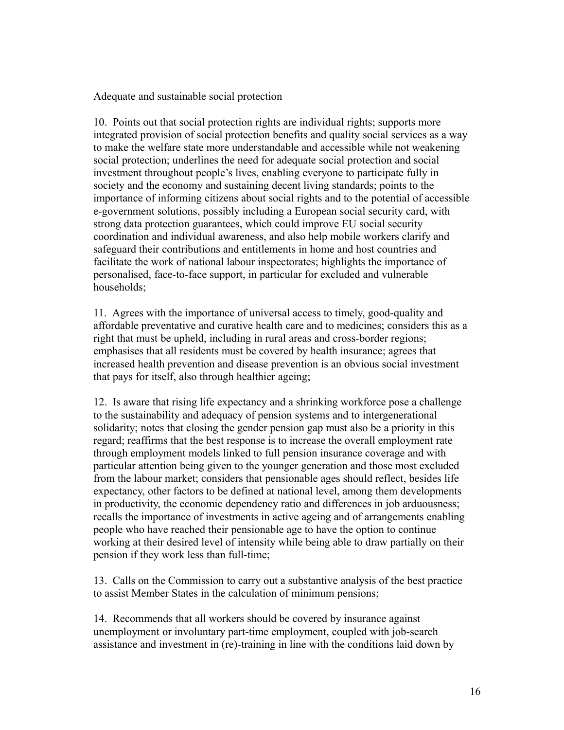## Adequate and sustainable social protection

10. Points out that social protection rights are individual rights; supports more integrated provision of social protection benefits and quality social services as a way to make the welfare state more understandable and accessible while not weakening social protection; underlines the need for adequate social protection and social investment throughout people's lives, enabling everyone to participate fully in society and the economy and sustaining decent living standards; points to the importance of informing citizens about social rights and to the potential of accessible e-government solutions, possibly including a European social security card, with strong data protection guarantees, which could improve EU social security coordination and individual awareness, and also help mobile workers clarify and safeguard their contributions and entitlements in home and host countries and facilitate the work of national labour inspectorates; highlights the importance of personalised, face-to-face support, in particular for excluded and vulnerable households;

11. Agrees with the importance of universal access to timely, good-quality and affordable preventative and curative health care and to medicines; considers this as a right that must be upheld, including in rural areas and cross-border regions; emphasises that all residents must be covered by health insurance; agrees that increased health prevention and disease prevention is an obvious social investment that pays for itself, also through healthier ageing;

12. Is aware that rising life expectancy and a shrinking workforce pose a challenge to the sustainability and adequacy of pension systems and to intergenerational solidarity; notes that closing the gender pension gap must also be a priority in this regard; reaffirms that the best response is to increase the overall employment rate through employment models linked to full pension insurance coverage and with particular attention being given to the younger generation and those most excluded from the labour market; considers that pensionable ages should reflect, besides life expectancy, other factors to be defined at national level, among them developments in productivity, the economic dependency ratio and differences in job arduousness; recalls the importance of investments in active ageing and of arrangements enabling people who have reached their pensionable age to have the option to continue working at their desired level of intensity while being able to draw partially on their pension if they work less than full-time;

13. Calls on the Commission to carry out a substantive analysis of the best practice to assist Member States in the calculation of minimum pensions;

14. Recommends that all workers should be covered by insurance against unemployment or involuntary part-time employment, coupled with job-search assistance and investment in (re)-training in line with the conditions laid down by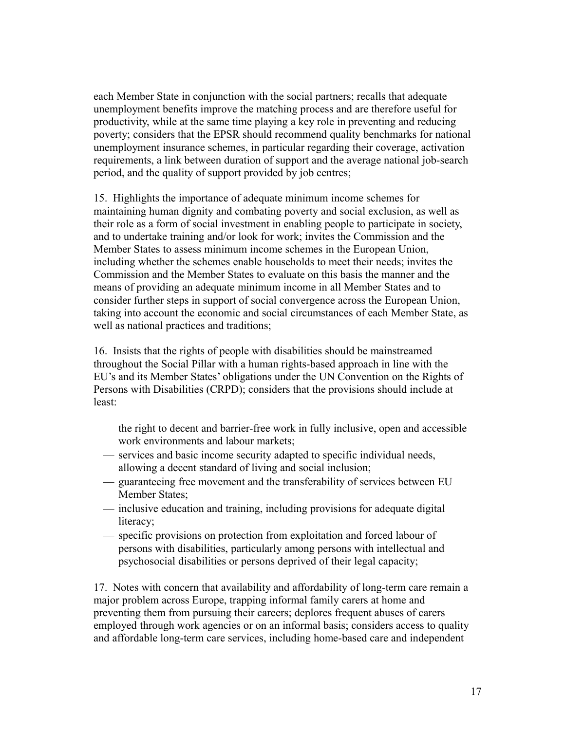each Member State in conjunction with the social partners; recalls that adequate unemployment benefits improve the matching process and are therefore useful for productivity, while at the same time playing a key role in preventing and reducing poverty; considers that the EPSR should recommend quality benchmarks for national unemployment insurance schemes, in particular regarding their coverage, activation requirements, a link between duration of support and the average national job-search period, and the quality of support provided by job centres;

15. Highlights the importance of adequate minimum income schemes for maintaining human dignity and combating poverty and social exclusion, as well as their role as a form of social investment in enabling people to participate in society, and to undertake training and/or look for work; invites the Commission and the Member States to assess minimum income schemes in the European Union, including whether the schemes enable households to meet their needs; invites the Commission and the Member States to evaluate on this basis the manner and the means of providing an adequate minimum income in all Member States and to consider further steps in support of social convergence across the European Union, taking into account the economic and social circumstances of each Member State, as well as national practices and traditions;

16. Insists that the rights of people with disabilities should be mainstreamed throughout the Social Pillar with a human rights-based approach in line with the EU's and its Member States' obligations under the UN Convention on the Rights of Persons with Disabilities (CRPD); considers that the provisions should include at least:

- the right to decent and barrier-free work in fully inclusive, open and accessible work environments and labour markets;
- services and basic income security adapted to specific individual needs, allowing a decent standard of living and social inclusion;
- guaranteeing free movement and the transferability of services between EU Member States;
- inclusive education and training, including provisions for adequate digital literacy;
- specific provisions on protection from exploitation and forced labour of persons with disabilities, particularly among persons with intellectual and psychosocial disabilities or persons deprived of their legal capacity;

17. Notes with concern that availability and affordability of long-term care remain a major problem across Europe, trapping informal family carers at home and preventing them from pursuing their careers; deplores frequent abuses of carers employed through work agencies or on an informal basis; considers access to quality and affordable long-term care services, including home-based care and independent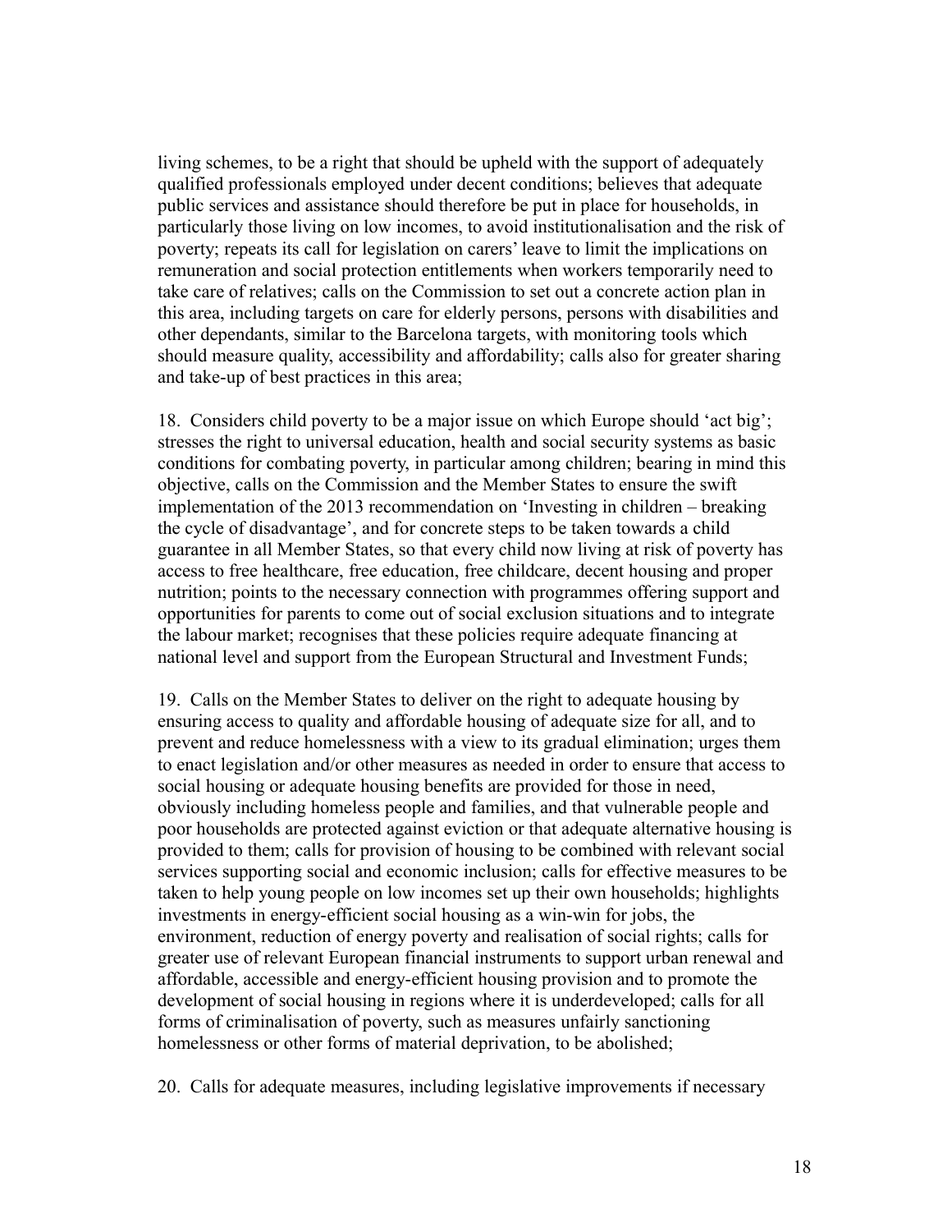living schemes, to be a right that should be upheld with the support of adequately qualified professionals employed under decent conditions; believes that adequate public services and assistance should therefore be put in place for households, in particularly those living on low incomes, to avoid institutionalisation and the risk of poverty; repeats its call for legislation on carers' leave to limit the implications on remuneration and social protection entitlements when workers temporarily need to take care of relatives; calls on the Commission to set out a concrete action plan in this area, including targets on care for elderly persons, persons with disabilities and other dependants, similar to the Barcelona targets, with monitoring tools which should measure quality, accessibility and affordability; calls also for greater sharing and take-up of best practices in this area;

18. Considers child poverty to be a major issue on which Europe should 'act big'; stresses the right to universal education, health and social security systems as basic conditions for combating poverty, in particular among children; bearing in mind this objective, calls on the Commission and the Member States to ensure the swift implementation of the 2013 recommendation on 'Investing in children – breaking the cycle of disadvantage', and for concrete steps to be taken towards a child guarantee in all Member States, so that every child now living at risk of poverty has access to free healthcare, free education, free childcare, decent housing and proper nutrition; points to the necessary connection with programmes offering support and opportunities for parents to come out of social exclusion situations and to integrate the labour market; recognises that these policies require adequate financing at national level and support from the European Structural and Investment Funds;

19. Calls on the Member States to deliver on the right to adequate housing by ensuring access to quality and affordable housing of adequate size for all, and to prevent and reduce homelessness with a view to its gradual elimination; urges them to enact legislation and/or other measures as needed in order to ensure that access to social housing or adequate housing benefits are provided for those in need, obviously including homeless people and families, and that vulnerable people and poor households are protected against eviction or that adequate alternative housing is provided to them; calls for provision of housing to be combined with relevant social services supporting social and economic inclusion; calls for effective measures to be taken to help young people on low incomes set up their own households; highlights investments in energy-efficient social housing as a win-win for jobs, the environment, reduction of energy poverty and realisation of social rights; calls for greater use of relevant European financial instruments to support urban renewal and affordable, accessible and energy-efficient housing provision and to promote the development of social housing in regions where it is underdeveloped; calls for all forms of criminalisation of poverty, such as measures unfairly sanctioning homelessness or other forms of material deprivation, to be abolished;

20. Calls for adequate measures, including legislative improvements if necessary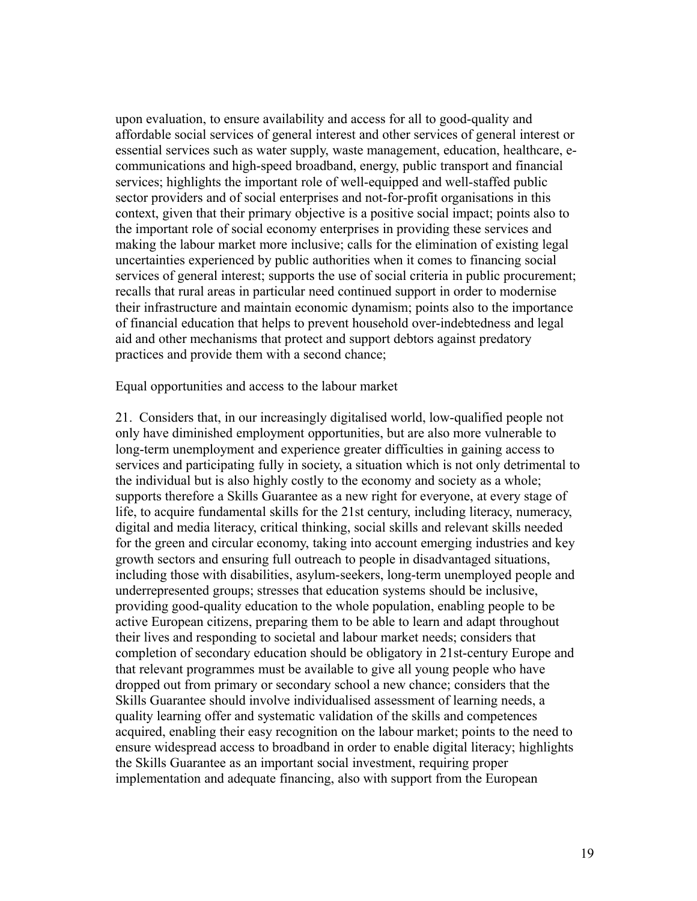upon evaluation, to ensure availability and access for all to good-quality and affordable social services of general interest and other services of general interest or essential services such as water supply, waste management, education, healthcare, e-communications and high-speed broadband, energy, public transport and financial services; highlights the important role of well-equipped and well-staffed public sector providers and of social enterprises and not-for-profit organisations in this context, given that their primary objective is a positive social impact; points also to the important role of social economy enterprises in providing these services and making the labour market more inclusive; calls for the elimination of existing legal uncertainties experienced by public authorities when it comes to financing social services of general interest; supports the use of social criteria in public procurement; recalls that rural areas in particular need continued support in order to modernise their infrastructure and maintain economic dynamism; points also to the importance of financial education that helps to prevent household over-indebtedness and legal aid and other mechanisms that protect and support debtors against predatory practices and provide them with a second chance;

## Equal opportunities and access to the labour market

21. Considers that, in our increasingly digitalised world, low-qualified people not only have diminished employment opportunities, but are also more vulnerable to long-term unemployment and experience greater difficulties in gaining access to services and participating fully in society, a situation which is not only detrimental to the individual but is also highly costly to the economy and society as a whole; supports therefore a Skills Guarantee as a new right for everyone, at every stage of life, to acquire fundamental skills for the 21st century, including literacy, numeracy, digital and media literacy, critical thinking, social skills and relevant skills needed for the green and circular economy, taking into account emerging industries and key growth sectors and ensuring full outreach to people in disadvantaged situations, including those with disabilities, asylum-seekers, long-term unemployed people and underrepresented groups; stresses that education systems should be inclusive, providing good-quality education to the whole population, enabling people to be active European citizens, preparing them to be able to learn and adapt throughout their lives and responding to societal and labour market needs; considers that completion of secondary education should be obligatory in 21st-century Europe and that relevant programmes must be available to give all young people who have dropped out from primary or secondary school a new chance; considers that the Skills Guarantee should involve individualised assessment of learning needs, a quality learning offer and systematic validation of the skills and competences acquired, enabling their easy recognition on the labour market; points to the need to ensure widespread access to broadband in order to enable digital literacy; highlights the Skills Guarantee as an important social investment, requiring proper implementation and adequate financing, also with support from the European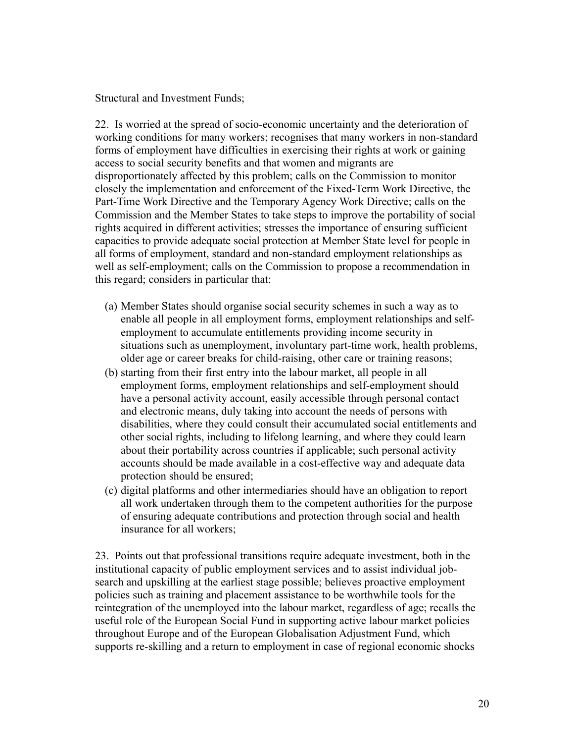Structural and Investment Funds;

22. Is worried at the spread of socio-economic uncertainty and the deterioration of working conditions for many workers; recognises that many workers in non-standard forms of employment have difficulties in exercising their rights at work or gaining access to social security benefits and that women and migrants are disproportionately affected by this problem; calls on the Commission to monitor closely the implementation and enforcement of the Fixed-Term Work Directive, the Part-Time Work Directive and the Temporary Agency Work Directive; calls on the Commission and the Member States to take steps to improve the portability of social rights acquired in different activities; stresses the importance of ensuring sufficient capacities to provide adequate social protection at Member State level for people in all forms of employment, standard and non-standard employment relationships as well as self-employment; calls on the Commission to propose a recommendation in this regard; considers in particular that:

(a) Member States should organise social security schemes in such a way as to enable all people in all employment forms, employment relationships and self-employment to accumulate entitlements providing income security in situations such as unemployment, involuntary part-time work, health problems, older age or career breaks for child-raising, other care or training reasons;

(b) starting from their first entry into the labour market, all people in all employment forms, employment relationships and self-employment should have a personal activity account, easily accessible through personal contact and electronic means, duly taking into account the needs of persons with disabilities, where they could consult their accumulated social entitlements and other social rights, including to lifelong learning, and where they could learn about their portability across countries if applicable; such personal activity accounts should be made available in a cost-effective way and adequate data protection should be ensured;

(c) digital platforms and other intermediaries should have an obligation to report all work undertaken through them to the competent authorities for the purpose of ensuring adequate contributions and protection through social and health insurance for all workers;

23. Points out that professional transitions require adequate investment, both in the institutional capacity of public employment services and to assist individual job-search and upskilling at the earliest stage possible; believes proactive employment policies such as training and placement assistance to be worthwhile tools for the reintegration of the unemployed into the labour market, regardless of age; recalls the useful role of the European Social Fund in supporting active labour market policies throughout Europe and of the European Globalisation Adjustment Fund, which supports re-skilling and a return to employment in case of regional economic shocks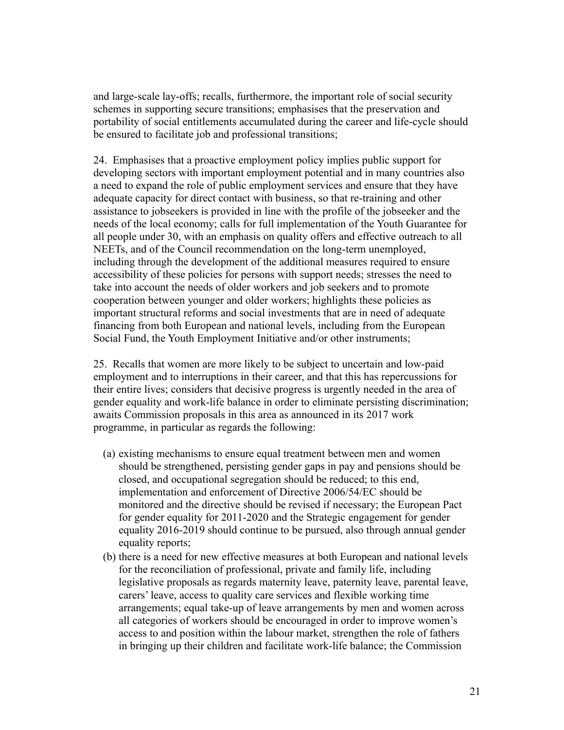and large-scale lay-offs; recalls, furthermore, the important role of social security schemes in supporting secure transitions; emphasises that the preservation and portability of social entitlements accumulated during the career and life-cycle should be ensured to facilitate job and professional transitions;

24. Emphasises that a proactive employment policy implies public support for developing sectors with important employment potential and in many countries also a need to expand the role of public employment services and ensure that they have adequate capacity for direct contact with business, so that re-training and other assistance to jobseekers is provided in line with the profile of the jobseeker and the needs of the local economy; calls for full implementation of the Youth Guarantee for all people under 30, with an emphasis on quality offers and effective outreach to all NEETs, and of the Council recommendation on the long-term unemployed, including through the development of the additional measures required to ensure accessibility of these policies for persons with support needs; stresses the need to take into account the needs of older workers and job seekers and to promote cooperation between younger and older workers; highlights these policies as important structural reforms and social investments that are in need of adequate financing from both European and national levels, including from the European Social Fund, the Youth Employment Initiative and/or other instruments;

25. Recalls that women are more likely to be subject to uncertain and low-paid employment and to interruptions in their career, and that this has repercussions for their entire lives; considers that decisive progress is urgently needed in the area of gender equality and work-life balance in order to eliminate persisting discrimination; awaits Commission proposals in this area as announced in its 2017 work programme, in particular as regards the following:

(a) existing mechanisms to ensure equal treatment between men and women should be strengthened, persisting gender gaps in pay and pensions should be closed, and occupational segregation should be reduced; to this end, implementation and enforcement of Directive 2006/54/EC should be monitored and the directive should be revised if necessary; the European Pact for gender equality for 2011-2020 and the Strategic engagement for gender equality 2016-2019 should continue to be pursued, also through annual gender equality reports;

(b) there is a need for new effective measures at both European and national levels for the reconciliation of professional, private and family life, including legislative proposals as regards maternity leave, paternity leave, parental leave, carers' leave, access to quality care services and flexible working time arrangements; equal take-up of leave arrangements by men and women across all categories of workers should be encouraged in order to improve women's access to and position within the labour market, strengthen the role of fathers in bringing up their children and facilitate work-life balance; the Commission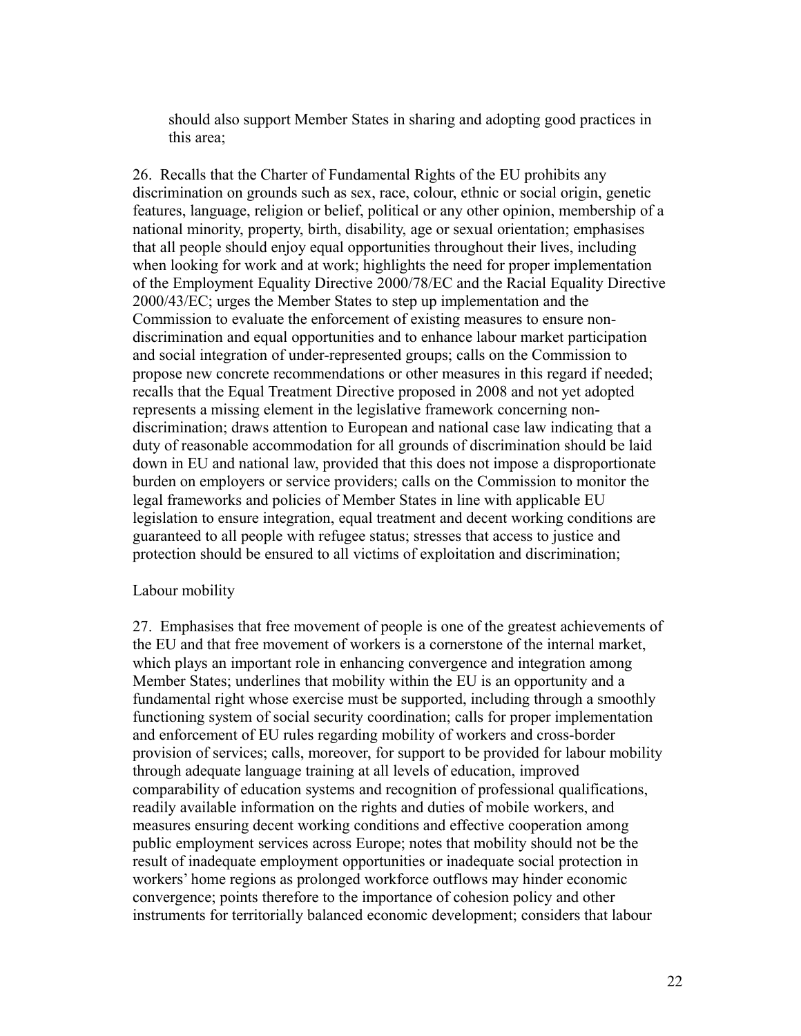should also support Member States in sharing and adopting good practices in this area;

26. Recalls that the Charter of Fundamental Rights of the EU prohibits any discrimination on grounds such as sex, race, colour, ethnic or social origin, genetic features, language, religion or belief, political or any other opinion, membership of a national minority, property, birth, disability, age or sexual orientation; emphasises that all people should enjoy equal opportunities throughout their lives, including when looking for work and at work; highlights the need for proper implementation of the Employment Equality Directive 2000/78/EC and the Racial Equality Directive 2000/43/EC; urges the Member States to step up implementation and the Commission to evaluate the enforcement of existing measures to ensure non-discrimination and equal opportunities and to enhance labour market participation and social integration of under-represented groups; calls on the Commission to propose new concrete recommendations or other measures in this regard if needed; recalls that the Equal Treatment Directive proposed in 2008 and not yet adopted represents a missing element in the legislative framework concerning non-discrimination; draws attention to European and national case law indicating that a duty of reasonable accommodation for all grounds of discrimination should be laid down in EU and national law, provided that this does not impose a disproportionate burden on employers or service providers; calls on the Commission to monitor the legal frameworks and policies of Member States in line with applicable EU legislation to ensure integration, equal treatment and decent working conditions are guaranteed to all people with refugee status; stresses that access to justice and protection should be ensured to all victims of exploitation and discrimination;

Labour mobility

27. Emphasises that free movement of people is one of the greatest achievements of the EU and that free movement of workers is a cornerstone of the internal market, which plays an important role in enhancing convergence and integration among Member States; underlines that mobility within the EU is an opportunity and a fundamental right whose exercise must be supported, including through a smoothly functioning system of social security coordination; calls for proper implementation and enforcement of EU rules regarding mobility of workers and cross-border provision of services; calls, moreover, for support to be provided for labour mobility through adequate language training at all levels of education, improved comparability of education systems and recognition of professional qualifications, readily available information on the rights and duties of mobile workers, and measures ensuring decent working conditions and effective cooperation among public employment services across Europe; notes that mobility should not be the result of inadequate employment opportunities or inadequate social protection in workers' home regions as prolonged workforce outflows may hinder economic convergence; points therefore to the importance of cohesion policy and other instruments for territorially balanced economic development; considers that labour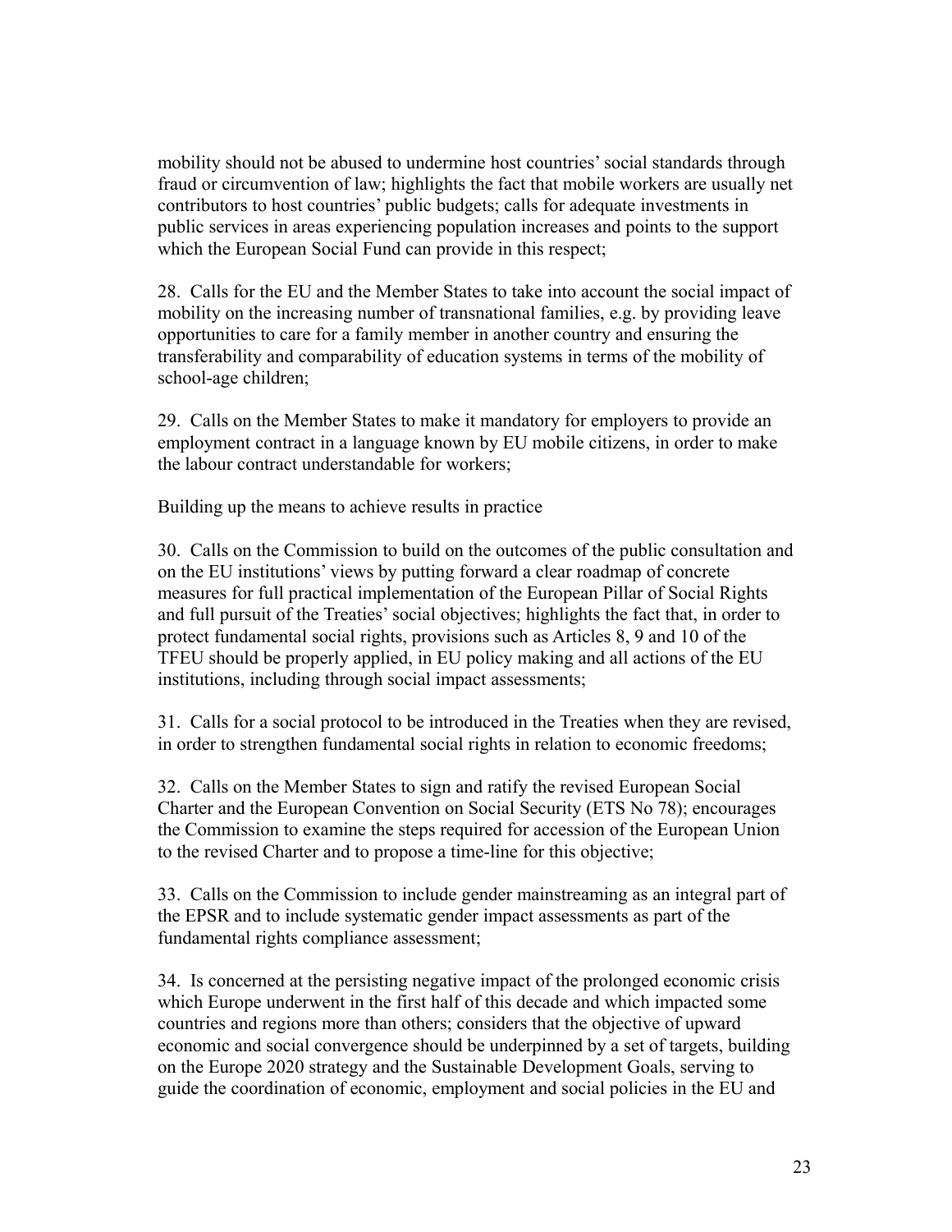mobility should not be abused to undermine host countries' social standards through fraud or circumvention of law; highlights the fact that mobile workers are usually net contributors to host countries' public budgets; calls for adequate investments in public services in areas experiencing population increases and points to the support which the European Social Fund can provide in this respect;

28. Calls for the EU and the Member States to take into account the social impact of mobility on the increasing number of transnational families, e.g. by providing leave opportunities to care for a family member in another country and ensuring the transferability and comparability of education systems in terms of the mobility of school-age children;

29. Calls on the Member States to make it mandatory for employers to provide an employment contract in a language known by EU mobile citizens, in order to make the labour contract understandable for workers;

Building up the means to achieve results in practice

30. Calls on the Commission to build on the outcomes of the public consultation and on the EU institutions' views by putting forward a clear roadmap of concrete measures for full practical implementation of the European Pillar of Social Rights and full pursuit of the Treaties' social objectives; highlights the fact that, in order to protect fundamental social rights, provisions such as Articles 8, 9 and 10 of the TFEU should be properly applied, in EU policy making and all actions of the EU institutions, including through social impact assessments;

31. Calls for a social protocol to be introduced in the Treaties when they are revised, in order to strengthen fundamental social rights in relation to economic freedoms;

32. Calls on the Member States to sign and ratify the revised European Social Charter and the European Convention on Social Security (ETS No 78); encourages the Commission to examine the steps required for accession of the European Union to the revised Charter and to propose a time-line for this objective;

33. Calls on the Commission to include gender mainstreaming as an integral part of the EPSR and to include systematic gender impact assessments as part of the fundamental rights compliance assessment;

34. Is concerned at the persisting negative impact of the prolonged economic crisis which Europe underwent in the first half of this decade and which impacted some countries and regions more than others; considers that the objective of upward economic and social convergence should be underpinned by a set of targets, building on the Europe 2020 strategy and the Sustainable Development Goals, serving to guide the coordination of economic, employment and social policies in the EU and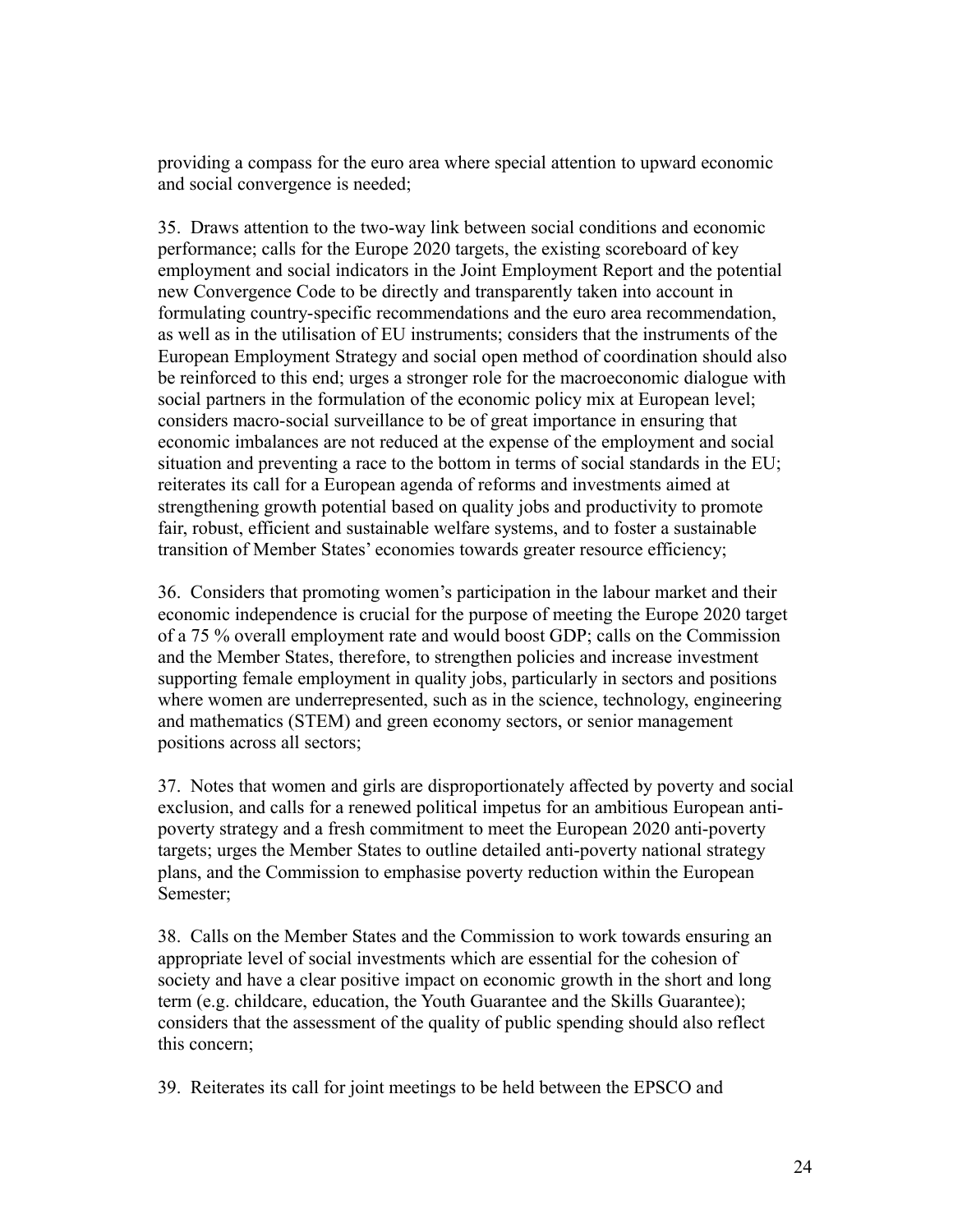providing a compass for the euro area where special attention to upward economic and social convergence is needed;

35. Draws attention to the two-way link between social conditions and economic performance; calls for the Europe 2020 targets, the existing scoreboard of key employment and social indicators in the Joint Employment Report and the potential new Convergence Code to be directly and transparently taken into account in formulating country-specific recommendations and the euro area recommendation, as well as in the utilisation of EU instruments; considers that the instruments of the European Employment Strategy and social open method of coordination should also be reinforced to this end; urges a stronger role for the macroeconomic dialogue with social partners in the formulation of the economic policy mix at European level; considers macro-social surveillance to be of great importance in ensuring that economic imbalances are not reduced at the expense of the employment and social situation and preventing a race to the bottom in terms of social standards in the EU; reiterates its call for a European agenda of reforms and investments aimed at strengthening growth potential based on quality jobs and productivity to promote fair, robust, efficient and sustainable welfare systems, and to foster a sustainable transition of Member States' economies towards greater resource efficiency;

36. Considers that promoting women's participation in the labour market and their economic independence is crucial for the purpose of meeting the Europe 2020 target of a 75 % overall employment rate and would boost GDP; calls on the Commission and the Member States, therefore, to strengthen policies and increase investment supporting female employment in quality jobs, particularly in sectors and positions where women are underrepresented, such as in the science, technology, engineering and mathematics (STEM) and green economy sectors, or senior management positions across all sectors;

37. Notes that women and girls are disproportionately affected by poverty and social exclusion, and calls for a renewed political impetus for an ambitious European anti-poverty strategy and a fresh commitment to meet the European 2020 anti-poverty targets; urges the Member States to outline detailed anti-poverty national strategy plans, and the Commission to emphasise poverty reduction within the European Semester;

38. Calls on the Member States and the Commission to work towards ensuring an appropriate level of social investments which are essential for the cohesion of society and have a clear positive impact on economic growth in the short and long term (e.g. childcare, education, the Youth Guarantee and the Skills Guarantee); considers that the assessment of the quality of public spending should also reflect this concern;

39. Reiterates its call for joint meetings to be held between the EPSCO and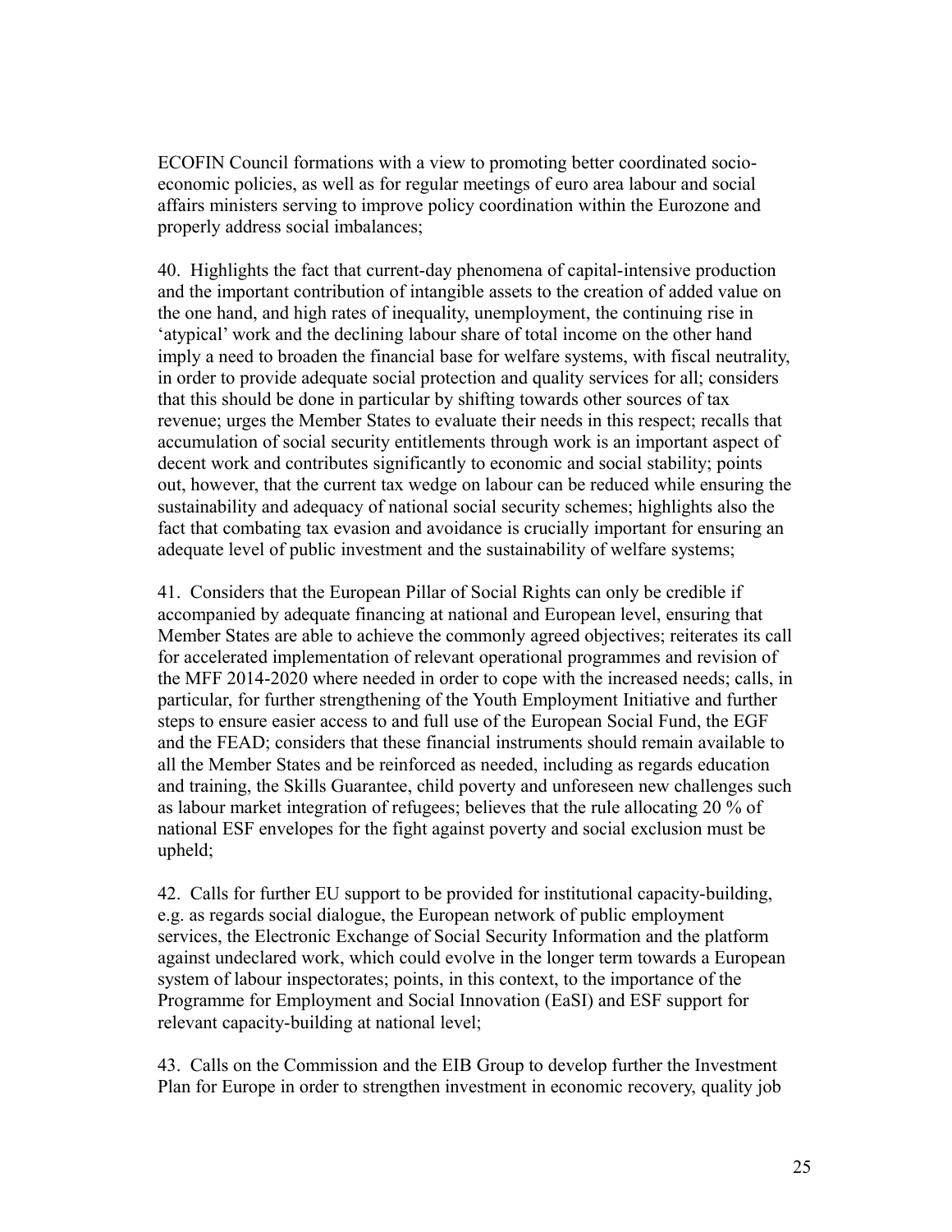ECOFIN Council formations with a view to promoting better coordinated socio-economic policies, as well as for regular meetings of euro area labour and social affairs ministers serving to improve policy coordination within the Eurozone and properly address social imbalances;

40. Highlights the fact that current-day phenomena of capital-intensive production and the important contribution of intangible assets to the creation of added value on the one hand, and high rates of inequality, unemployment, the continuing rise in 'atypical' work and the declining labour share of total income on the other hand imply a need to broaden the financial base for welfare systems, with fiscal neutrality, in order to provide adequate social protection and quality services for all; considers that this should be done in particular by shifting towards other sources of tax revenue; urges the Member States to evaluate their needs in this respect; recalls that accumulation of social security entitlements through work is an important aspect of decent work and contributes significantly to economic and social stability; points out, however, that the current tax wedge on labour can be reduced while ensuring the sustainability and adequacy of national social security schemes; highlights also the fact that combating tax evasion and avoidance is crucially important for ensuring an adequate level of public investment and the sustainability of welfare systems;

41. Considers that the European Pillar of Social Rights can only be credible if accompanied by adequate financing at national and European level, ensuring that Member States are able to achieve the commonly agreed objectives; reiterates its call for accelerated implementation of relevant operational programmes and revision of the MFF 2014-2020 where needed in order to cope with the increased needs; calls, in particular, for further strengthening of the Youth Employment Initiative and further steps to ensure easier access to and full use of the European Social Fund, the EGF and the FEAD; considers that these financial instruments should remain available to all the Member States and be reinforced as needed, including as regards education and training, the Skills Guarantee, child poverty and unforeseen new challenges such as labour market integration of refugees; believes that the rule allocating 20 % of national ESF envelopes for the fight against poverty and social exclusion must be upheld;

42. Calls for further EU support to be provided for institutional capacity-building, e.g. as regards social dialogue, the European network of public employment services, the Electronic Exchange of Social Security Information and the platform against undeclared work, which could evolve in the longer term towards a European system of labour inspectorates; points, in this context, to the importance of the Programme for Employment and Social Innovation (EaSI) and ESF support for relevant capacity-building at national level;

43. Calls on the Commission and the EIB Group to develop further the Investment Plan for Europe in order to strengthen investment in economic recovery, quality job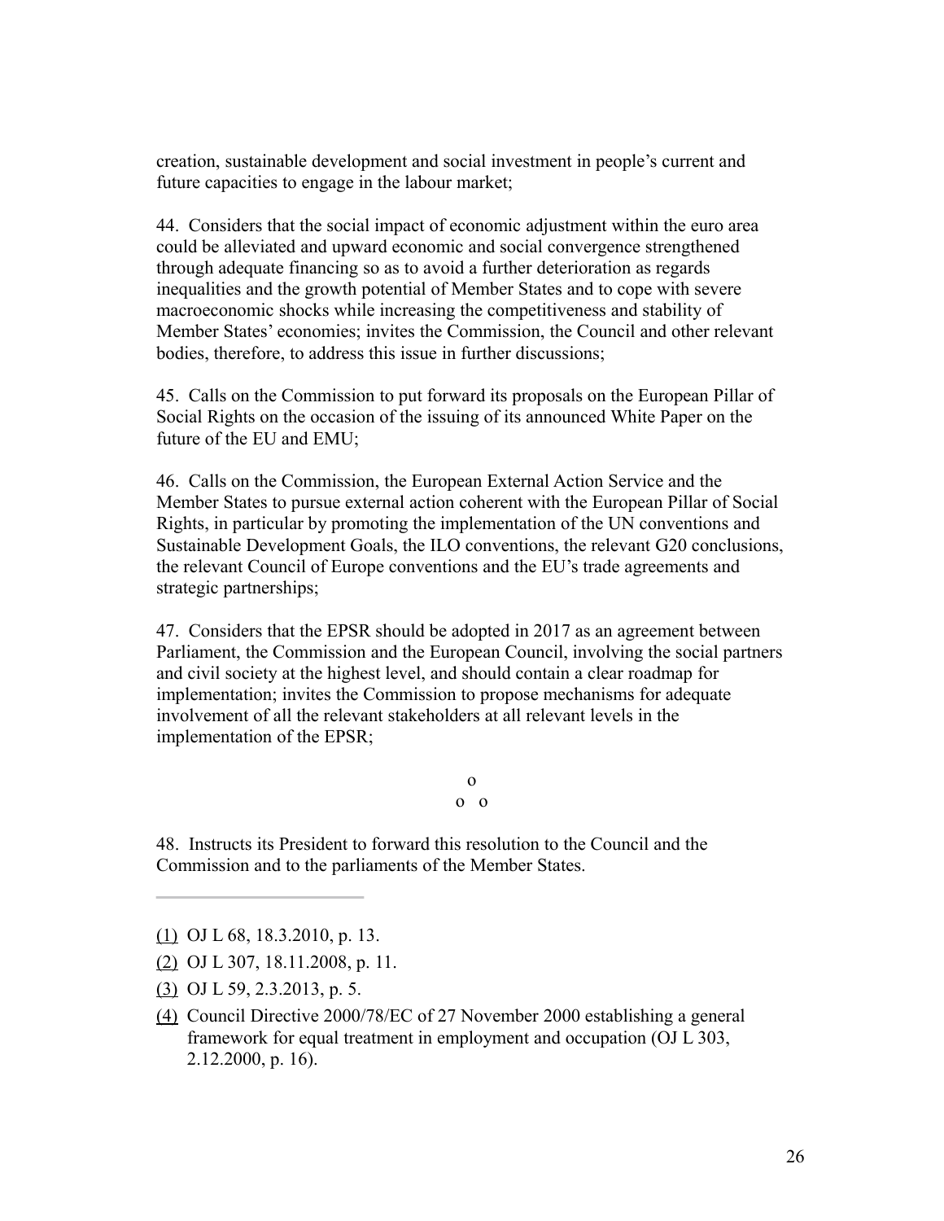creation, sustainable development and social investment in people’s current and future capacities to engage in the labour market;

44. Considers that the social impact of economic adjustment within the euro area could be alleviated and upward economic and social convergence strengthened through adequate financing so as to avoid a further deterioration as regards inequalities and the growth potential of Member States and to cope with severe macroeconomic shocks while increasing the competitiveness and stability of Member States’ economies; invites the Commission, the Council and other relevant bodies, therefore, to address this issue in further discussions;

45. Calls on the Commission to put forward its proposals on the European Pillar of Social Rights on the occasion of the issuing of its announced White Paper on the future of the EU and EMU;

46. Calls on the Commission, the European External Action Service and the Member States to pursue external action coherent with the European Pillar of Social Rights, in particular by promoting the implementation of the UN conventions and Sustainable Development Goals, the ILO conventions, the relevant G20 conclusions, the relevant Council of Europe conventions and the EU’s trade agreements and strategic partnerships;

47. Considers that the EPSR should be adopted in 2017 as an agreement between Parliament, the Commission and the European Council, involving the social partners and civil society at the highest level, and should contain a clear roadmap for implementation; invites the Commission to propose mechanisms for adequate involvement of all the relevant stakeholders at all relevant levels in the implementation of the EPSR;

o
o o

48. Instructs its President to forward this resolution to the Council and the Commission and to the parliaments of the Member States.

---

(1) OJ L 68, 18.3.2010, p. 13.

(2) OJ L 307, 18.11.2008, p. 11.

(3) OJ L 59, 2.3.2013, p. 5.

(4) Council Directive 2000/78/EC of 27 November 2000 establishing a general framework for equal treatment in employment and occupation (OJ L 303, 2.12.2000, p. 16).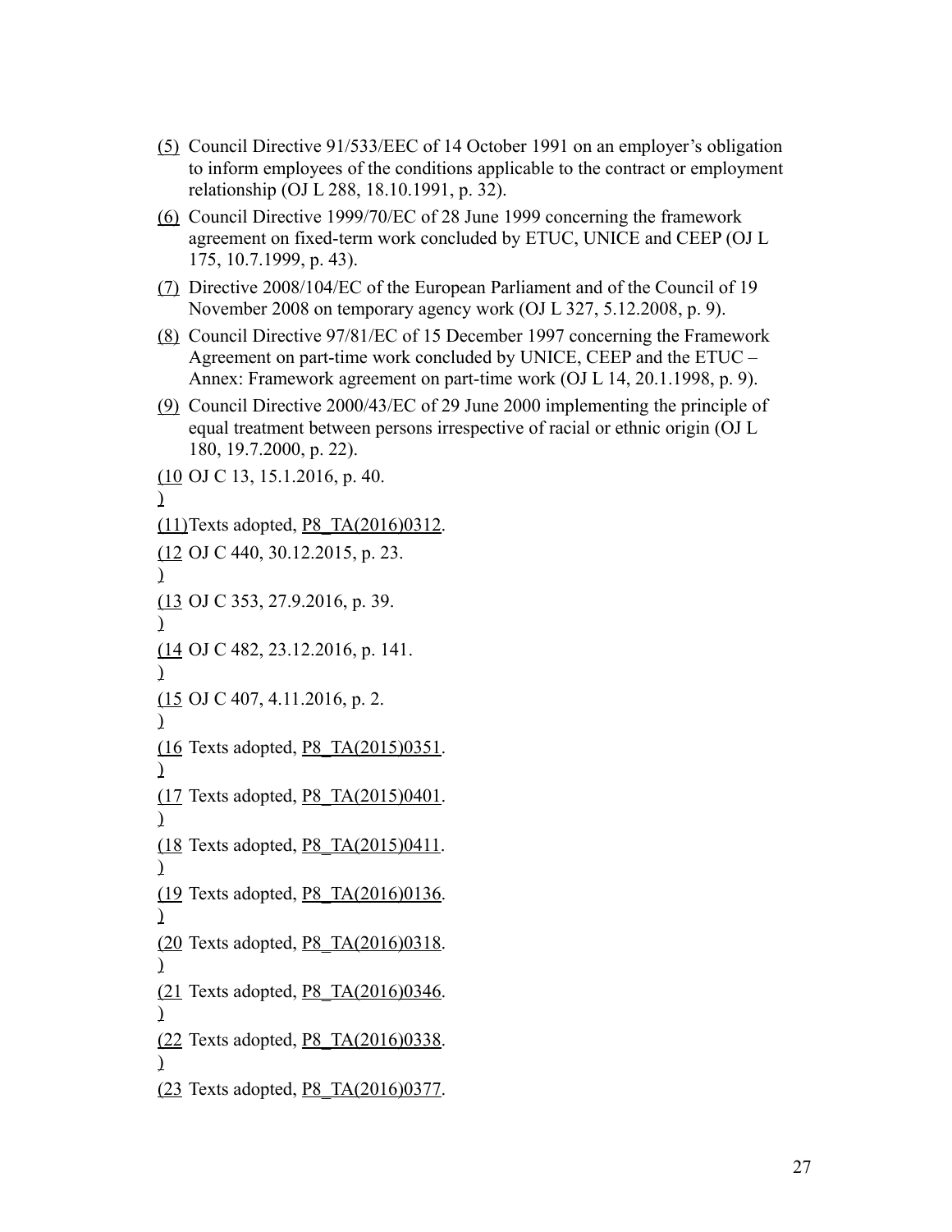(5) Council Directive 91/533/EEC of 14 October 1991 on an employer's obligation to inform employees of the conditions applicable to the contract or employment relationship (OJ L 288, 18.10.1991, p. 32).

(6) Council Directive 1999/70/EC of 28 June 1999 concerning the framework agreement on fixed-term work concluded by ETUC, UNICE and CEEP (OJ L 175, 10.7.1999, p. 43).

(7) Directive 2008/104/EC of the European Parliament and of the Council of 19 November 2008 on temporary agency work (OJ L 327, 5.12.2008, p. 9).

(8) Council Directive 97/81/EC of 15 December 1997 concerning the Framework Agreement on part-time work concluded by UNICE, CEEP and the ETUC – Annex: Framework agreement on part-time work (OJ L 14, 20.1.1998, p. 9).

(9) Council Directive 2000/43/EC of 29 June 2000 implementing the principle of equal treatment between persons irrespective of racial or ethnic origin (OJ L 180, 19.7.2000, p. 22).

(10) OJ C 13, 15.1.2016, p. 40.

(11) Texts adopted, P8_TA(2016)0312.

(12) OJ C 440, 30.12.2015, p. 23.

(13) OJ C 353, 27.9.2016, p. 39.

(14) OJ C 482, 23.12.2016, p. 141.

(15) OJ C 407, 4.11.2016, p. 2.

(16) Texts adopted, P8_TA(2015)0351.

(17) Texts adopted, P8_TA(2015)0401.

(18) Texts adopted, P8_TA(2015)0411.

(19) Texts adopted, P8_TA(2016)0136.

(20) Texts adopted, P8_TA(2016)0318.

(21) Texts adopted, P8_TA(2016)0346.

(22) Texts adopted, P8_TA(2016)0338.

(23) Texts adopted, P8_TA(2016)0377.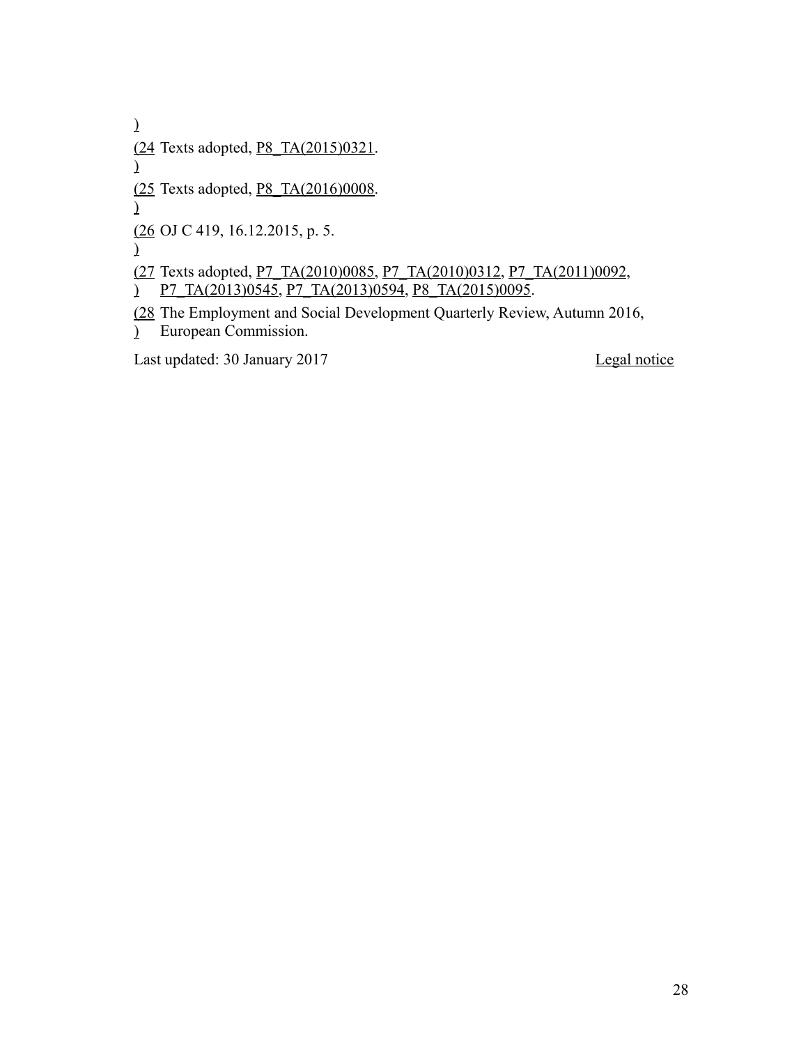)

(24) Texts adopted, P8_TA(2015)0321.

(25) Texts adopted, P8_TA(2016)0008.

(26) OJ C 419, 16.12.2015, p. 5.

(27) Texts adopted, P7_TA(2010)0085, P7_TA(2010)0312, P7_TA(2011)0092, P7_TA(2013)0545, P7_TA(2013)0594, P8_TA(2015)0095.

(28) The Employment and Social Development Quarterly Review, Autumn 2016, European Commission.

Last updated: 30 January 2017 Legal notice